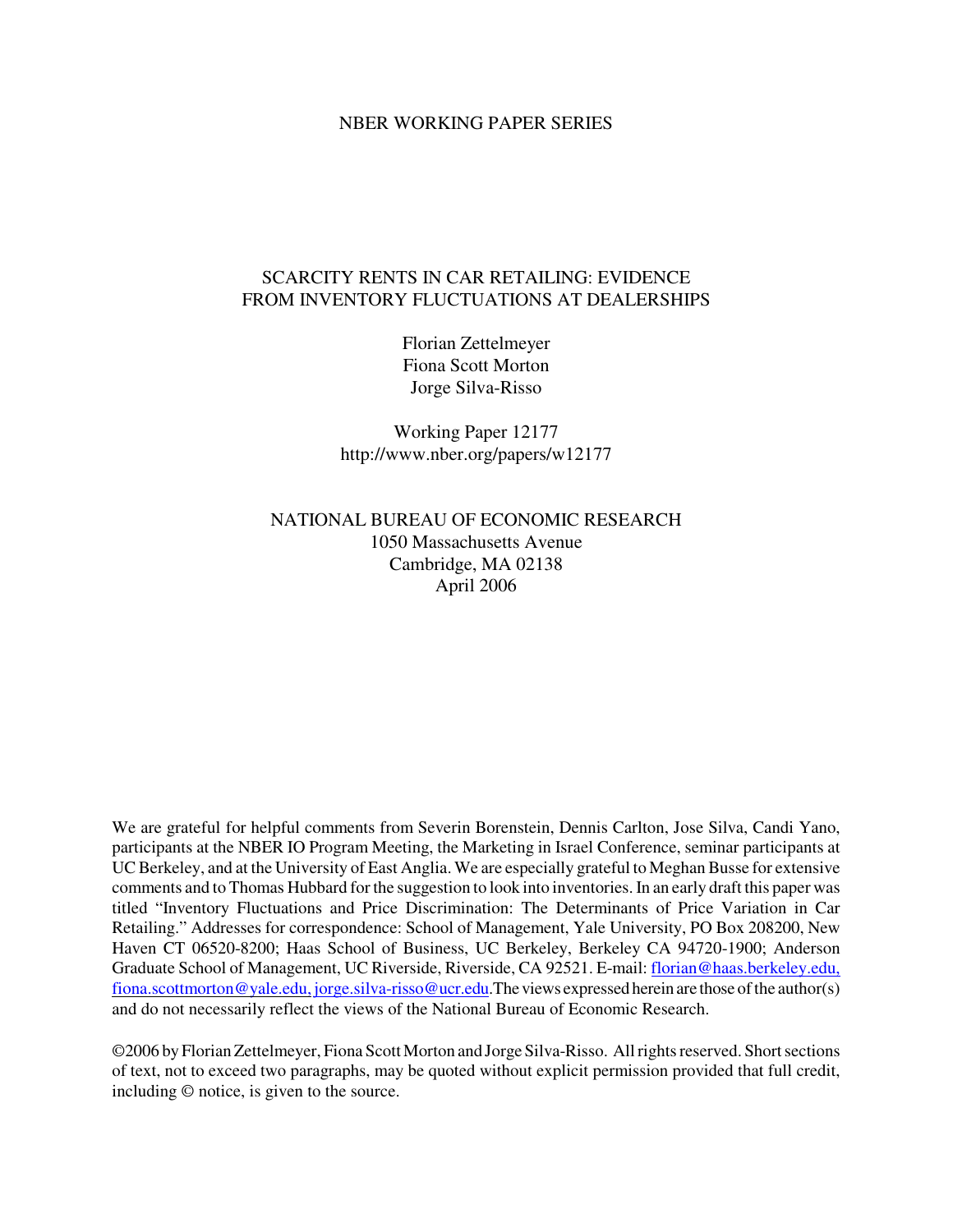NBER WORKING PAPER SERIES

# SCARCITY RENTS IN CAR RETAILING: EVIDENCE FROM INVENTORY FLUCTUATIONS AT DEALERSHIPS

Florian Zettelmeyer
Fiona Scott Morton
Jorge Silva-Risso

Working Paper 12177
http://www.nber.org/papers/w12177

NATIONAL BUREAU OF ECONOMIC RESEARCH
1050 Massachusetts Avenue
Cambridge, MA 02138
April 2006

We are grateful for helpful comments from Severin Borenstein, Dennis Carlton, Jose Silva, Candi Yano, participants at the NBER IO Program Meeting, the Marketing in Israel Conference, seminar participants at UC Berkeley, and at the University of East Anglia. We are especially grateful to Meghan Busse for extensive comments and to Thomas Hubbard for the suggestion to look into inventories. In an early draft this paper was titled "Inventory Fluctuations and Price Discrimination: The Determinants of Price Variation in Car Retailing." Addresses for correspondence: School of Management, Yale University, PO Box 208200, New Haven CT 06520-8200; Haas School of Business, UC Berkeley, Berkeley CA 94720-1900; Anderson Graduate School of Management, UC Riverside, Riverside, CA 92521. E-mail: florian@haas.berkeley.edu, fiona.scottmorton@yale.edu, jorge.silva-risso@ucr.edu. The views expressed herein are those of the author(s) and do not necessarily reflect the views of the National Bureau of Economic Research.

©2006 by Florian Zettelmeyer, Fiona Scott Morton and Jorge Silva-Risso. All rights reserved. Short sections of text, not to exceed two paragraphs, may be quoted without explicit permission provided that full credit, including © notice, is given to the source.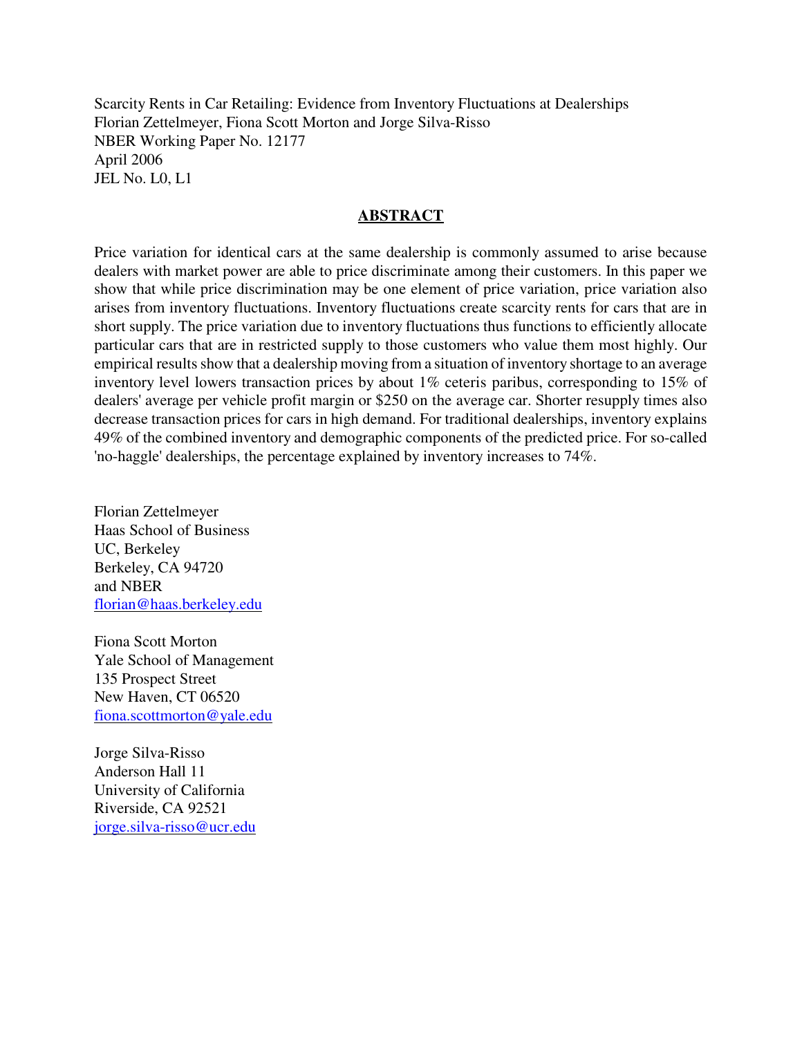Scarcity Rents in Car Retailing: Evidence from Inventory Fluctuations at Dealerships
Florian Zettelmeyer, Fiona Scott Morton and Jorge Silva-Risso
NBER Working Paper No. 12177
April 2006
JEL No. L0, L1

## ABSTRACT

Price variation for identical cars at the same dealership is commonly assumed to arise because dealers with market power are able to price discriminate among their customers. In this paper we show that while price discrimination may be one element of price variation, price variation also arises from inventory fluctuations. Inventory fluctuations create scarcity rents for cars that are in short supply. The price variation due to inventory fluctuations thus functions to efficiently allocate particular cars that are in restricted supply to those customers who value them most highly. Our empirical results show that a dealership moving from a situation of inventory shortage to an average inventory level lowers transaction prices by about 1% ceteris paribus, corresponding to 15% of dealers' average per vehicle profit margin or $250 on the average car. Shorter resupply times also decrease transaction prices for cars in high demand. For traditional dealerships, inventory explains 49% of the combined inventory and demographic components of the predicted price. For so-called 'no-haggle' dealerships, the percentage explained by inventory increases to 74%.

Florian Zettelmeyer
Haas School of Business
UC, Berkeley
Berkeley, CA 94720
and NBER
florian@haas.berkeley.edu

Fiona Scott Morton
Yale School of Management
135 Prospect Street
New Haven, CT 06520
fiona.scottmorton@yale.edu

Jorge Silva-Risso
Anderson Hall 11
University of California
Riverside, CA 92521
jorge.silva-risso@ucr.edu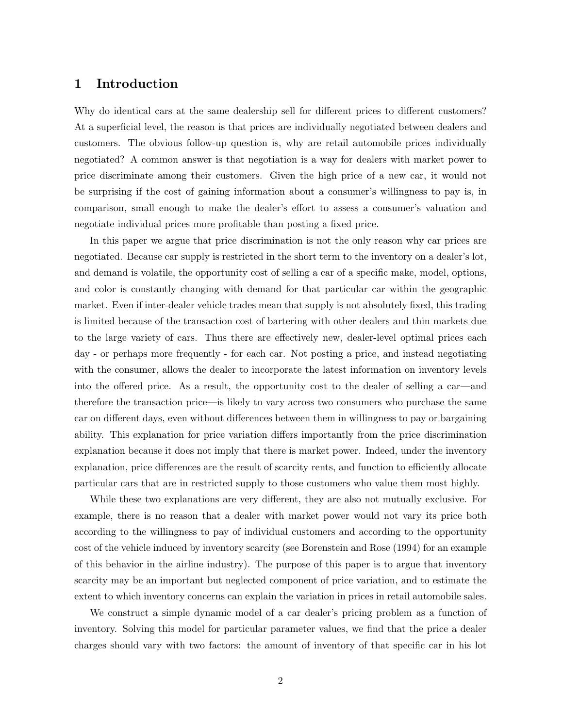# 1 Introduction

Why do identical cars at the same dealership sell for different prices to different customers? At a superficial level, the reason is that prices are individually negotiated between dealers and customers. The obvious follow-up question is, why are retail automobile prices individually negotiated? A common answer is that negotiation is a way for dealers with market power to price discriminate among their customers. Given the high price of a new car, it would not be surprising if the cost of gaining information about a consumer's willingness to pay is, in comparison, small enough to make the dealer's effort to assess a consumer's valuation and negotiate individual prices more profitable than posting a fixed price.

In this paper we argue that price discrimination is not the only reason why car prices are negotiated. Because car supply is restricted in the short term to the inventory on a dealer's lot, and demand is volatile, the opportunity cost of selling a car of a specific make, model, options, and color is constantly changing with demand for that particular car within the geographic market. Even if inter-dealer vehicle trades mean that supply is not absolutely fixed, this trading is limited because of the transaction cost of bartering with other dealers and thin markets due to the large variety of cars. Thus there are effectively new, dealer-level optimal prices each day - or perhaps more frequently - for each car. Not posting a price, and instead negotiating with the consumer, allows the dealer to incorporate the latest information on inventory levels into the offered price. As a result, the opportunity cost to the dealer of selling a car—and therefore the transaction price—is likely to vary across two consumers who purchase the same car on different days, even without differences between them in willingness to pay or bargaining ability. This explanation for price variation differs importantly from the price discrimination explanation because it does not imply that there is market power. Indeed, under the inventory explanation, price differences are the result of scarcity rents, and function to efficiently allocate particular cars that are in restricted supply to those customers who value them most highly.

While these two explanations are very different, they are also not mutually exclusive. For example, there is no reason that a dealer with market power would not vary its price both according to the willingness to pay of individual customers and according to the opportunity cost of the vehicle induced by inventory scarcity (see Borenstein and Rose (1994) for an example of this behavior in the airline industry). The purpose of this paper is to argue that inventory scarcity may be an important but neglected component of price variation, and to estimate the extent to which inventory concerns can explain the variation in prices in retail automobile sales.

We construct a simple dynamic model of a car dealer's pricing problem as a function of inventory. Solving this model for particular parameter values, we find that the price a dealer charges should vary with two factors: the amount of inventory of that specific car in his lot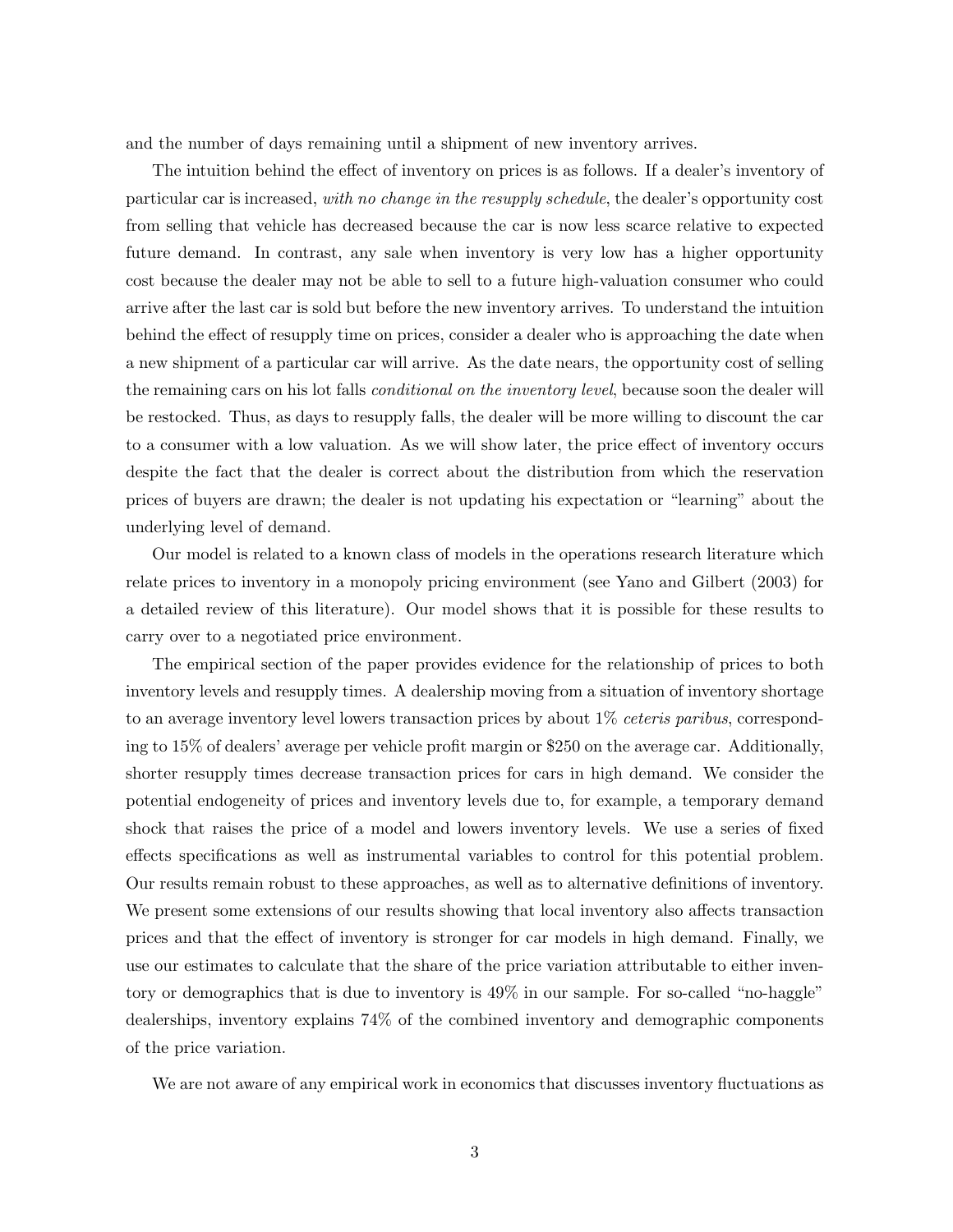and the number of days remaining until a shipment of new inventory arrives.

The intuition behind the effect of inventory on prices is as follows. If a dealer's inventory of particular car is increased, *with no change in the resupply schedule*, the dealer's opportunity cost from selling that vehicle has decreased because the car is now less scarce relative to expected future demand. In contrast, any sale when inventory is very low has a higher opportunity cost because the dealer may not be able to sell to a future high-valuation consumer who could arrive after the last car is sold but before the new inventory arrives. To understand the intuition behind the effect of resupply time on prices, consider a dealer who is approaching the date when a new shipment of a particular car will arrive. As the date nears, the opportunity cost of selling the remaining cars on his lot falls *conditional on the inventory level*, because soon the dealer will be restocked. Thus, as days to resupply falls, the dealer will be more willing to discount the car to a consumer with a low valuation. As we will show later, the price effect of inventory occurs despite the fact that the dealer is correct about the distribution from which the reservation prices of buyers are drawn; the dealer is not updating his expectation or "learning" about the underlying level of demand.

Our model is related to a known class of models in the operations research literature which relate prices to inventory in a monopoly pricing environment (see Yano and Gilbert (2003) for a detailed review of this literature). Our model shows that it is possible for these results to carry over to a negotiated price environment.

The empirical section of the paper provides evidence for the relationship of prices to both inventory levels and resupply times. A dealership moving from a situation of inventory shortage to an average inventory level lowers transaction prices by about 1% *ceteris paribus*, corresponding to 15% of dealers' average per vehicle profit margin or $250 on the average car. Additionally, shorter resupply times decrease transaction prices for cars in high demand. We consider the potential endogeneity of prices and inventory levels due to, for example, a temporary demand shock that raises the price of a model and lowers inventory levels. We use a series of fixed effects specifications as well as instrumental variables to control for this potential problem. Our results remain robust to these approaches, as well as to alternative definitions of inventory. We present some extensions of our results showing that local inventory also affects transaction prices and that the effect of inventory is stronger for car models in high demand. Finally, we use our estimates to calculate that the share of the price variation attributable to either inventory or demographics that is due to inventory is 49% in our sample. For so-called "no-haggle" dealerships, inventory explains 74% of the combined inventory and demographic components of the price variation.

We are not aware of any empirical work in economics that discusses inventory fluctuations as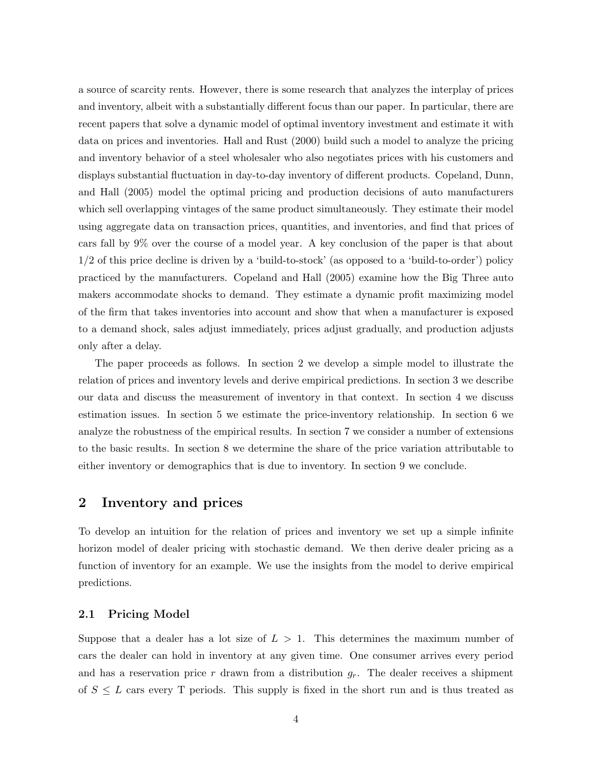a source of scarcity rents. However, there is some research that analyzes the interplay of prices and inventory, albeit with a substantially different focus than our paper. In particular, there are recent papers that solve a dynamic model of optimal inventory investment and estimate it with data on prices and inventories. Hall and Rust (2000) build such a model to analyze the pricing and inventory behavior of a steel wholesaler who also negotiates prices with his customers and displays substantial fluctuation in day-to-day inventory of different products. Copeland, Dunn, and Hall (2005) model the optimal pricing and production decisions of auto manufacturers which sell overlapping vintages of the same product simultaneously. They estimate their model using aggregate data on transaction prices, quantities, and inventories, and find that prices of cars fall by 9% over the course of a model year. A key conclusion of the paper is that about 1/2 of this price decline is driven by a 'build-to-stock' (as opposed to a 'build-to-order') policy practiced by the manufacturers. Copeland and Hall (2005) examine how the Big Three auto makers accommodate shocks to demand. They estimate a dynamic profit maximizing model of the firm that takes inventories into account and show that when a manufacturer is exposed to a demand shock, sales adjust immediately, prices adjust gradually, and production adjusts only after a delay.

The paper proceeds as follows. In section 2 we develop a simple model to illustrate the relation of prices and inventory levels and derive empirical predictions. In section 3 we describe our data and discuss the measurement of inventory in that context. In section 4 we discuss estimation issues. In section 5 we estimate the price-inventory relationship. In section 6 we analyze the robustness of the empirical results. In section 7 we consider a number of extensions to the basic results. In section 8 we determine the share of the price variation attributable to either inventory or demographics that is due to inventory. In section 9 we conclude.

## 2 Inventory and prices

To develop an intuition for the relation of prices and inventory we set up a simple infinite horizon model of dealer pricing with stochastic demand. We then derive dealer pricing as a function of inventory for an example. We use the insights from the model to derive empirical predictions.

### 2.1 Pricing Model

Suppose that a dealer has a lot size of $L > 1$. This determines the maximum number of cars the dealer can hold in inventory at any given time. One consumer arrives every period and has a reservation price $r$ drawn from a distribution $g_r$. The dealer receives a shipment of $S \leq L$ cars every T periods. This supply is fixed in the short run and is thus treated as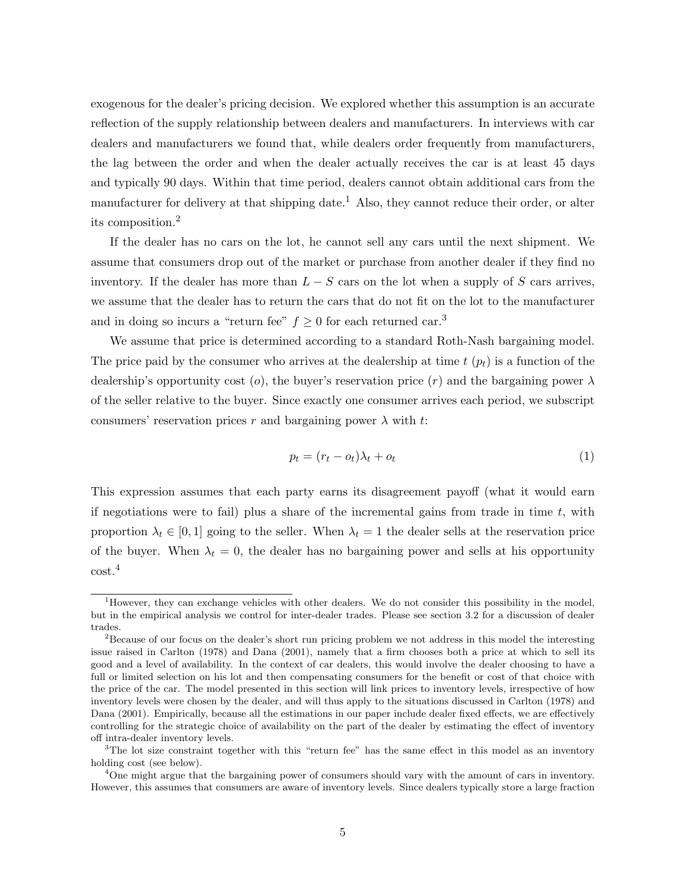exogenous for the dealer's pricing decision. We explored whether this assumption is an accurate reflection of the supply relationship between dealers and manufacturers. In interviews with car dealers and manufacturers we found that, while dealers order frequently from manufacturers, the lag between the order and when the dealer actually receives the car is at least 45 days and typically 90 days. Within that time period, dealers cannot obtain additional cars from the manufacturer for delivery at that shipping date.[1] Also, they cannot reduce their order, or alter its composition.[2]

If the dealer has no cars on the lot, he cannot sell any cars until the next shipment. We assume that consumers drop out of the market or purchase from another dealer if they find no inventory. If the dealer has more than $L - S$ cars on the lot when a supply of $S$ cars arrives, we assume that the dealer has to return the cars that do not fit on the lot to the manufacturer and in doing so incurs a "return fee" $f \geq 0$ for each returned car.[3]

We assume that price is determined according to a standard Roth-Nash bargaining model. The price paid by the consumer who arrives at the dealership at time $t$ ($p_t$) is a function of the dealership's opportunity cost ($o$), the buyer's reservation price ($r$) and the bargaining power $\lambda$ of the seller relative to the buyer. Since exactly one consumer arrives each period, we subscript consumers' reservation prices $r$ and bargaining power $\lambda$ with $t$:

$$p_t = (r_t - o_t)\lambda_t + o_t \tag{1}$$

This expression assumes that each party earns its disagreement payoff (what it would earn if negotiations were to fail) plus a share of the incremental gains from trade in time $t$, with proportion $\lambda_t \in [0, 1]$ going to the seller. When $\lambda_t = 1$ the dealer sells at the reservation price of the buyer. When $\lambda_t = 0$, the dealer has no bargaining power and sells at his opportunity cost.[4]

---

[1] However, they can exchange vehicles with other dealers. We do not consider this possibility in the model, but in the empirical analysis we control for inter-dealer trades. Please see section 3.2 for a discussion of dealer trades.

[2] Because of our focus on the dealer's short run pricing problem we not address in this model the interesting issue raised in Carlton (1978) and Dana (2001), namely that a firm chooses both a price at which to sell its good and a level of availability. In the context of car dealers, this would involve the dealer choosing to have a full or limited selection on his lot and then compensating consumers for the benefit or cost of that choice with the price of the car. The model presented in this section will link prices to inventory levels, irrespective of how inventory levels were chosen by the dealer, and will thus apply to the situations discussed in Carlton (1978) and Dana (2001). Empirically, because all the estimations in our paper include dealer fixed effects, we are effectively controlling for the strategic choice of availability on the part of the dealer by estimating the effect of inventory off intra-dealer inventory levels.

[3] The lot size constraint together with this "return fee" has the same effect in this model as an inventory holding cost (see below).

[4] One might argue that the bargaining power of consumers should vary with the amount of cars in inventory. However, this assumes that consumers are aware of inventory levels. Since dealers typically store a large fraction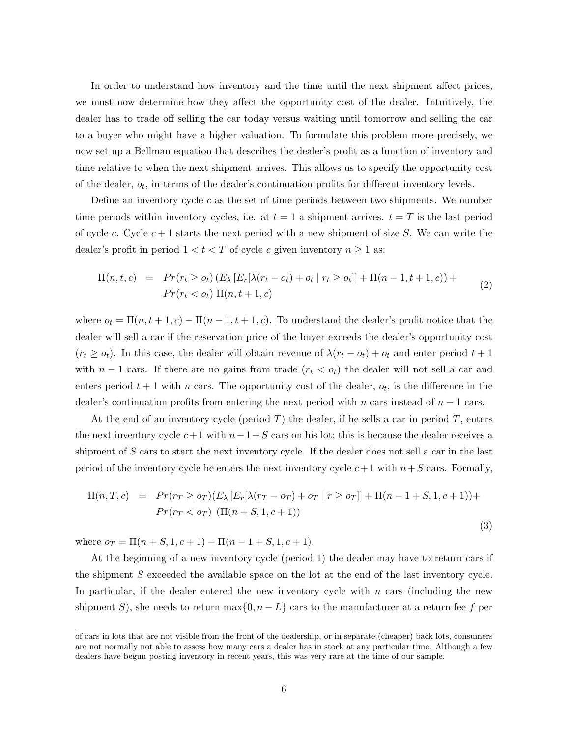In order to understand how inventory and the time until the next shipment affect prices, we must now determine how they affect the opportunity cost of the dealer. Intuitively, the dealer has to trade off selling the car today versus waiting until tomorrow and selling the car to a buyer who might have a higher valuation. To formulate this problem more precisely, we now set up a Bellman equation that describes the dealer's profit as a function of inventory and time relative to when the next shipment arrives. This allows us to specify the opportunity cost of the dealer, $o_t$, in terms of the dealer's continuation profits for different inventory levels.

Define an inventory cycle $c$ as the set of time periods between two shipments. We number time periods within inventory cycles, i.e. at $t = 1$ a shipment arrives. $t = T$ is the last period of cycle $c$. Cycle $c + 1$ starts the next period with a new shipment of size $S$. We can write the dealer's profit in period $1 < t < T$ of cycle $c$ given inventory $n \geq 1$ as:

$$\begin{aligned} \Pi(n,t,c) &= Pr(r_t \geq o_t) \left( E_\lambda \left[ E_r[\lambda(r_t - o_t) + o_t \mid r_t \geq o_t] \right] + \Pi(n-1,t+1,c) \right) + \\ & \quad Pr(r_t < o_t)\, \Pi(n,t+1,c) \end{aligned} \tag{2}$$

where $o_t = \Pi(n, t+1, c) - \Pi(n-1, t+1, c)$. To understand the dealer's profit notice that the dealer will sell a car if the reservation price of the buyer exceeds the dealer's opportunity cost ($r_t \geq o_t$). In this case, the dealer will obtain revenue of $\lambda(r_t - o_t) + o_t$ and enter period $t + 1$ with $n - 1$ cars. If there are no gains from trade ($r_t < o_t$) the dealer will not sell a car and enters period $t + 1$ with $n$ cars. The opportunity cost of the dealer, $o_t$, is the difference in the dealer's continuation profits from entering the next period with $n$ cars instead of $n - 1$ cars.

At the end of an inventory cycle (period $T$) the dealer, if he sells a car in period $T$, enters the next inventory cycle $c+1$ with $n-1+S$ cars on his lot; this is because the dealer receives a shipment of $S$ cars to start the next inventory cycle. If the dealer does not sell a car in the last period of the inventory cycle he enters the next inventory cycle $c+1$ with $n+S$ cars. Formally,

$$\begin{aligned} \Pi(n,T,c) &= Pr(r_T \geq o_T)(E_\lambda \left[ E_r[\lambda(r_T - o_T) + o_T \mid r \geq o_T] \right] + \Pi(n-1+S,1,c+1)) + \\ & \quad Pr(r_T < o_T)\ \left( \Pi(n+S,1,c+1) \right) \end{aligned} \tag{3}$$

where $o_T = \Pi(n + S, 1, c + 1) - \Pi(n - 1 + S, 1, c + 1)$.

At the beginning of a new inventory cycle (period 1) the dealer may have to return cars if the shipment $S$ exceeded the available space on the lot at the end of the last inventory cycle. In particular, if the dealer entered the new inventory cycle with $n$ cars (including the new shipment $S$), she needs to return $\max\{0, n - L\}$ cars to the manufacturer at a return fee $f$ per

of cars in lots that are not visible from the front of the dealership, or in separate (cheaper) back lots, consumers are not normally not able to assess how many cars a dealer has in stock at any particular time. Although a few dealers have begun posting inventory in recent years, this was very rare at the time of our sample.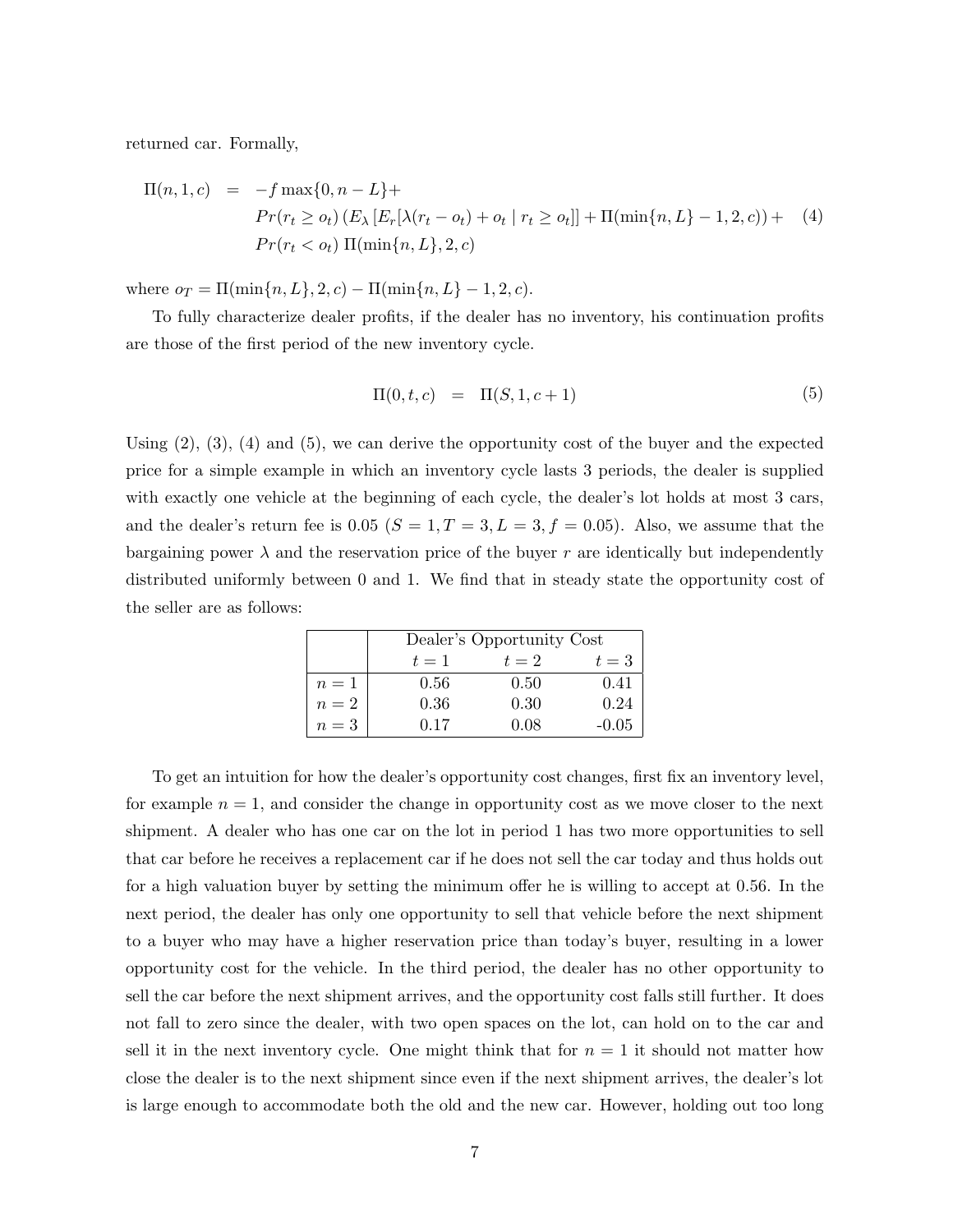returned car. Formally,

$$
\begin{aligned}
\Pi(n,1,c) &= -f\max\{0, n-L\}+ \\
&\quad Pr(r_t \geq o_t)\left(E_\lambda\left[E_r[\lambda(r_t - o_t) + o_t \mid r_t \geq o_t]\right] + \Pi(\min\{n,L\}-1,2,c)\right) + \\
&\quad Pr(r_t < o_t)\,\Pi(\min\{n,L\},2,c)
\end{aligned}
\tag{4}
$$

where $o_T = \Pi(\min\{n,L\},2,c) - \Pi(\min\{n,L\}-1,2,c)$.

To fully characterize dealer profits, if the dealer has no inventory, his continuation profits are those of the first period of the new inventory cycle.

$$
\Pi(0,t,c) = \Pi(S,1,c+1) \tag{5}
$$

Using (2), (3), (4) and (5), we can derive the opportunity cost of the buyer and the expected price for a simple example in which an inventory cycle lasts 3 periods, the dealer is supplied with exactly one vehicle at the beginning of each cycle, the dealer's lot holds at most 3 cars, and the dealer's return fee is 0.05 ($S = 1, T = 3, L = 3, f = 0.05$). Also, we assume that the bargaining power $\lambda$ and the reservation price of the buyer $r$ are identically but independently distributed uniformly between 0 and 1. We find that in steady state the opportunity cost of the seller are as follows:

| | Dealer's Opportunity Cost | | |
|---|---|---|---|
| | $t = 1$ | $t = 2$ | $t = 3$ |
| $n = 1$ | 0.56 | 0.50 | 0.41 |
| $n = 2$ | 0.36 | 0.30 | 0.24 |
| $n = 3$ | 0.17 | 0.08 | -0.05 |

To get an intuition for how the dealer's opportunity cost changes, first fix an inventory level, for example $n = 1$, and consider the change in opportunity cost as we move closer to the next shipment. A dealer who has one car on the lot in period 1 has two more opportunities to sell that car before he receives a replacement car if he does not sell the car today and thus holds out for a high valuation buyer by setting the minimum offer he is willing to accept at 0.56. In the next period, the dealer has only one opportunity to sell that vehicle before the next shipment to a buyer who may have a higher reservation price than today's buyer, resulting in a lower opportunity cost for the vehicle. In the third period, the dealer has no other opportunity to sell the car before the next shipment arrives, and the opportunity cost falls still further. It does not fall to zero since the dealer, with two open spaces on the lot, can hold on to the car and sell it in the next inventory cycle. One might think that for $n = 1$ it should not matter how close the dealer is to the next shipment since even if the next shipment arrives, the dealer's lot is large enough to accommodate both the old and the new car. However, holding out too long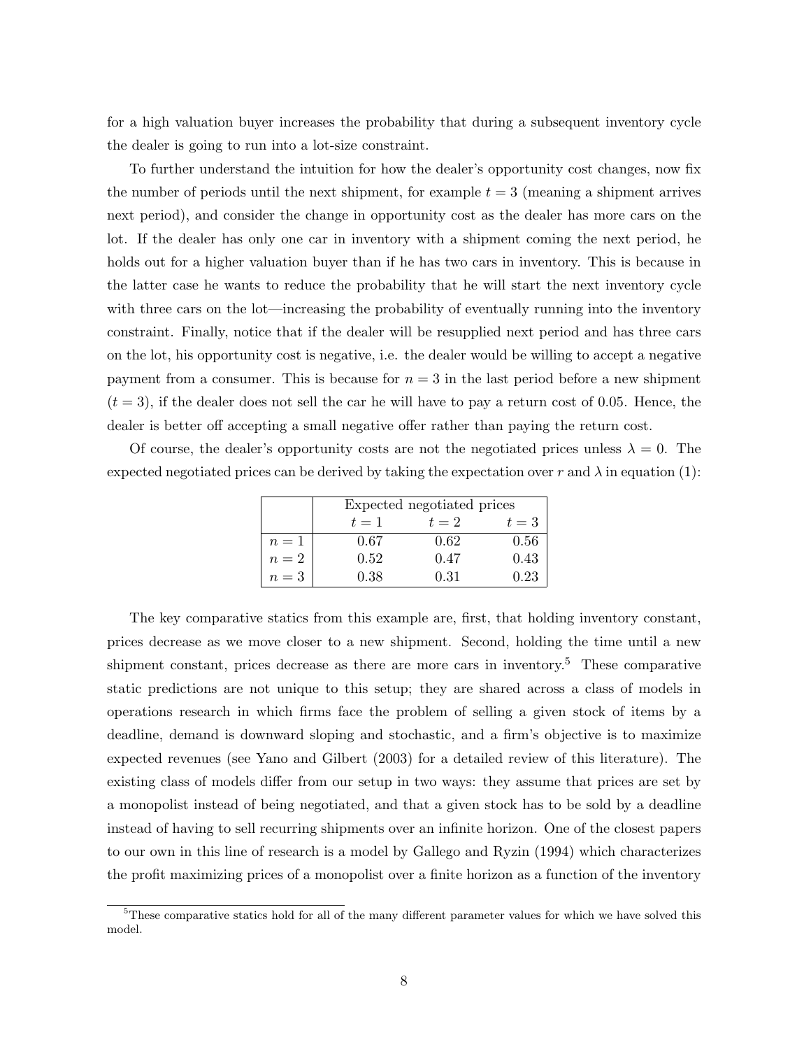for a high valuation buyer increases the probability that during a subsequent inventory cycle the dealer is going to run into a lot-size constraint.

To further understand the intuition for how the dealer's opportunity cost changes, now fix the number of periods until the next shipment, for example $t = 3$ (meaning a shipment arrives next period), and consider the change in opportunity cost as the dealer has more cars on the lot. If the dealer has only one car in inventory with a shipment coming the next period, he holds out for a higher valuation buyer than if he has two cars in inventory. This is because in the latter case he wants to reduce the probability that he will start the next inventory cycle with three cars on the lot—increasing the probability of eventually running into the inventory constraint. Finally, notice that if the dealer will be resupplied next period and has three cars on the lot, his opportunity cost is negative, i.e. the dealer would be willing to accept a negative payment from a consumer. This is because for $n = 3$ in the last period before a new shipment ($t = 3$), if the dealer does not sell the car he will have to pay a return cost of 0.05. Hence, the dealer is better off accepting a small negative offer rather than paying the return cost.

Of course, the dealer's opportunity costs are not the negotiated prices unless $\lambda = 0$. The expected negotiated prices can be derived by taking the expectation over $r$ and $\lambda$ in equation (1):

| | Expected negotiated prices | | |
|---|---|---|---|
| | $t = 1$ | $t = 2$ | $t = 3$ |
| $n = 1$ | 0.67 | 0.62 | 0.56 |
| $n = 2$ | 0.52 | 0.47 | 0.43 |
| $n = 3$ | 0.38 | 0.31 | 0.23 |

The key comparative statics from this example are, first, that holding inventory constant, prices decrease as we move closer to a new shipment. Second, holding the time until a new shipment constant, prices decrease as there are more cars in inventory.[5] These comparative static predictions are not unique to this setup; they are shared across a class of models in operations research in which firms face the problem of selling a given stock of items by a deadline, demand is downward sloping and stochastic, and a firm's objective is to maximize expected revenues (see Yano and Gilbert (2003) for a detailed review of this literature). The existing class of models differ from our setup in two ways: they assume that prices are set by a monopolist instead of being negotiated, and that a given stock has to be sold by a deadline instead of having to sell recurring shipments over an infinite horizon. One of the closest papers to our own in this line of research is a model by Gallego and Ryzin (1994) which characterizes the profit maximizing prices of a monopolist over a finite horizon as a function of the inventory

[5] These comparative statics hold for all of the many different parameter values for which we have solved this model.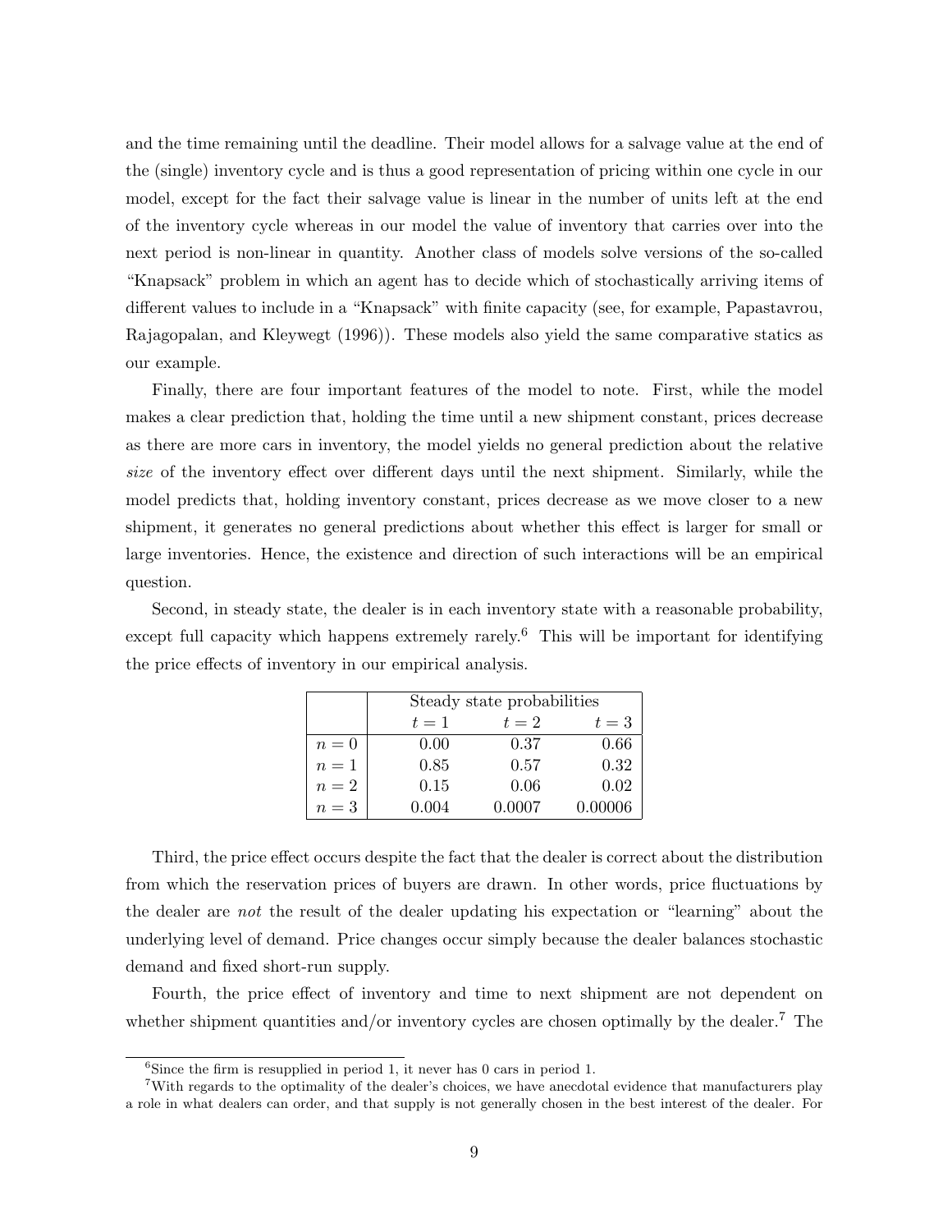and the time remaining until the deadline. Their model allows for a salvage value at the end of the (single) inventory cycle and is thus a good representation of pricing within one cycle in our model, except for the fact their salvage value is linear in the number of units left at the end of the inventory cycle whereas in our model the value of inventory that carries over into the next period is non-linear in quantity. Another class of models solve versions of the so-called "Knapsack" problem in which an agent has to decide which of stochastically arriving items of different values to include in a "Knapsack" with finite capacity (see, for example, Papastavrou, Rajagopalan, and Kleywegt (1996)). These models also yield the same comparative statics as our example.

Finally, there are four important features of the model to note. First, while the model makes a clear prediction that, holding the time until a new shipment constant, prices decrease as there are more cars in inventory, the model yields no general prediction about the relative *size* of the inventory effect over different days until the next shipment. Similarly, while the model predicts that, holding inventory constant, prices decrease as we move closer to a new shipment, it generates no general predictions about whether this effect is larger for small or large inventories. Hence, the existence and direction of such interactions will be an empirical question.

Second, in steady state, the dealer is in each inventory state with a reasonable probability, except full capacity which happens extremely rarely.[6] This will be important for identifying the price effects of inventory in our empirical analysis.

| | Steady state probabilities | | |
|---|---|---|---|
| | $t = 1$ | $t = 2$ | $t = 3$ |
| $n = 0$ | 0.00 | 0.37 | 0.66 |
| $n = 1$ | 0.85 | 0.57 | 0.32 |
| $n = 2$ | 0.15 | 0.06 | 0.02 |
| $n = 3$ | 0.004 | 0.0007 | 0.00006 |

Third, the price effect occurs despite the fact that the dealer is correct about the distribution from which the reservation prices of buyers are drawn. In other words, price fluctuations by the dealer are *not* the result of the dealer updating his expectation or "learning" about the underlying level of demand. Price changes occur simply because the dealer balances stochastic demand and fixed short-run supply.

Fourth, the price effect of inventory and time to next shipment are not dependent on whether shipment quantities and/or inventory cycles are chosen optimally by the dealer.[7] The

[6] Since the firm is resupplied in period 1, it never has 0 cars in period 1.

[7] With regards to the optimality of the dealer's choices, we have anecdotal evidence that manufacturers play a role in what dealers can order, and that supply is not generally chosen in the best interest of the dealer. For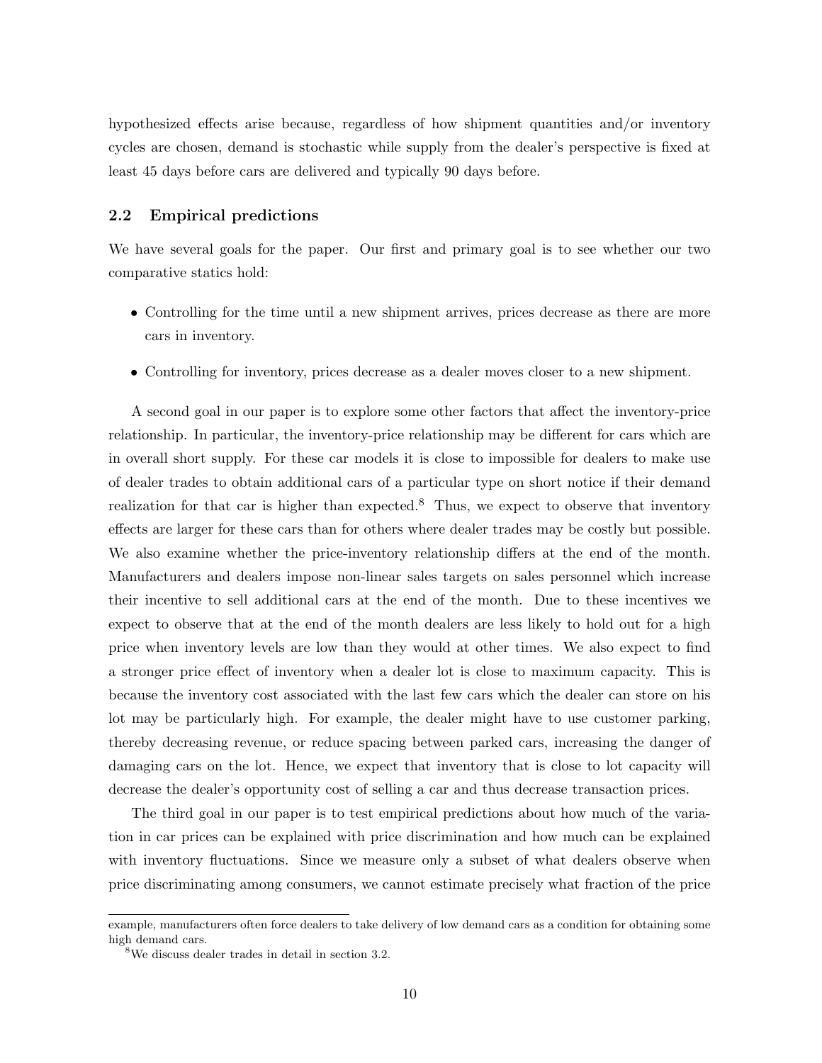hypothesized effects arise because, regardless of how shipment quantities and/or inventory cycles are chosen, demand is stochastic while supply from the dealer's perspective is fixed at least 45 days before cars are delivered and typically 90 days before.

### 2.2 Empirical predictions

We have several goals for the paper. Our first and primary goal is to see whether our two comparative statics hold:

- Controlling for the time until a new shipment arrives, prices decrease as there are more cars in inventory.
- Controlling for inventory, prices decrease as a dealer moves closer to a new shipment.

A second goal in our paper is to explore some other factors that affect the inventory-price relationship. In particular, the inventory-price relationship may be different for cars which are in overall short supply. For these car models it is close to impossible for dealers to make use of dealer trades to obtain additional cars of a particular type on short notice if their demand realization for that car is higher than expected.[8] Thus, we expect to observe that inventory effects are larger for these cars than for others where dealer trades may be costly but possible. We also examine whether the price-inventory relationship differs at the end of the month. Manufacturers and dealers impose non-linear sales targets on sales personnel which increase their incentive to sell additional cars at the end of the month. Due to these incentives we expect to observe that at the end of the month dealers are less likely to hold out for a high price when inventory levels are low than they would at other times. We also expect to find a stronger price effect of inventory when a dealer lot is close to maximum capacity. This is because the inventory cost associated with the last few cars which the dealer can store on his lot may be particularly high. For example, the dealer might have to use customer parking, thereby decreasing revenue, or reduce spacing between parked cars, increasing the danger of damaging cars on the lot. Hence, we expect that inventory that is close to lot capacity will decrease the dealer's opportunity cost of selling a car and thus decrease transaction prices.

The third goal in our paper is to test empirical predictions about how much of the variation in car prices can be explained with price discrimination and how much can be explained with inventory fluctuations. Since we measure only a subset of what dealers observe when price discriminating among consumers, we cannot estimate precisely what fraction of the price

example, manufacturers often force dealers to take delivery of low demand cars as a condition for obtaining some high demand cars.

[8] We discuss dealer trades in detail in section 3.2.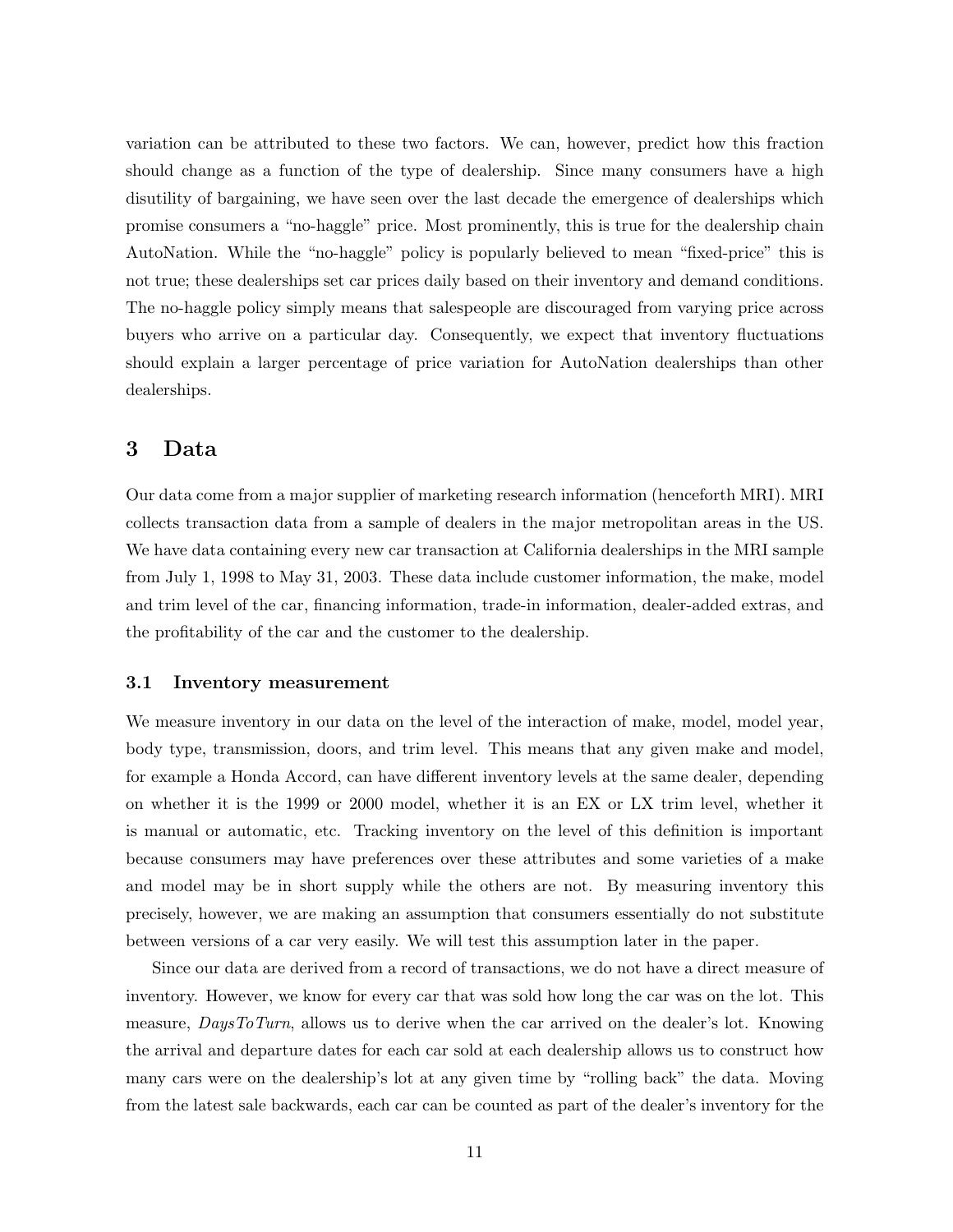variation can be attributed to these two factors. We can, however, predict how this fraction should change as a function of the type of dealership. Since many consumers have a high disutility of bargaining, we have seen over the last decade the emergence of dealerships which promise consumers a "no-haggle" price. Most prominently, this is true for the dealership chain AutoNation. While the "no-haggle" policy is popularly believed to mean "fixed-price" this is not true; these dealerships set car prices daily based on their inventory and demand conditions. The no-haggle policy simply means that salespeople are discouraged from varying price across buyers who arrive on a particular day. Consequently, we expect that inventory fluctuations should explain a larger percentage of price variation for AutoNation dealerships than other dealerships.

# 3 Data

Our data come from a major supplier of marketing research information (henceforth MRI). MRI collects transaction data from a sample of dealers in the major metropolitan areas in the US. We have data containing every new car transaction at California dealerships in the MRI sample from July 1, 1998 to May 31, 2003. These data include customer information, the make, model and trim level of the car, financing information, trade-in information, dealer-added extras, and the profitability of the car and the customer to the dealership.

## 3.1 Inventory measurement

We measure inventory in our data on the level of the interaction of make, model, model year, body type, transmission, doors, and trim level. This means that any given make and model, for example a Honda Accord, can have different inventory levels at the same dealer, depending on whether it is the 1999 or 2000 model, whether it is an EX or LX trim level, whether it is manual or automatic, etc. Tracking inventory on the level of this definition is important because consumers may have preferences over these attributes and some varieties of a make and model may be in short supply while the others are not. By measuring inventory this precisely, however, we are making an assumption that consumers essentially do not substitute between versions of a car very easily. We will test this assumption later in the paper.

Since our data are derived from a record of transactions, we do not have a direct measure of inventory. However, we know for every car that was sold how long the car was on the lot. This measure, *DaysToTurn*, allows us to derive when the car arrived on the dealer's lot. Knowing the arrival and departure dates for each car sold at each dealership allows us to construct how many cars were on the dealership's lot at any given time by "rolling back" the data. Moving from the latest sale backwards, each car can be counted as part of the dealer's inventory for the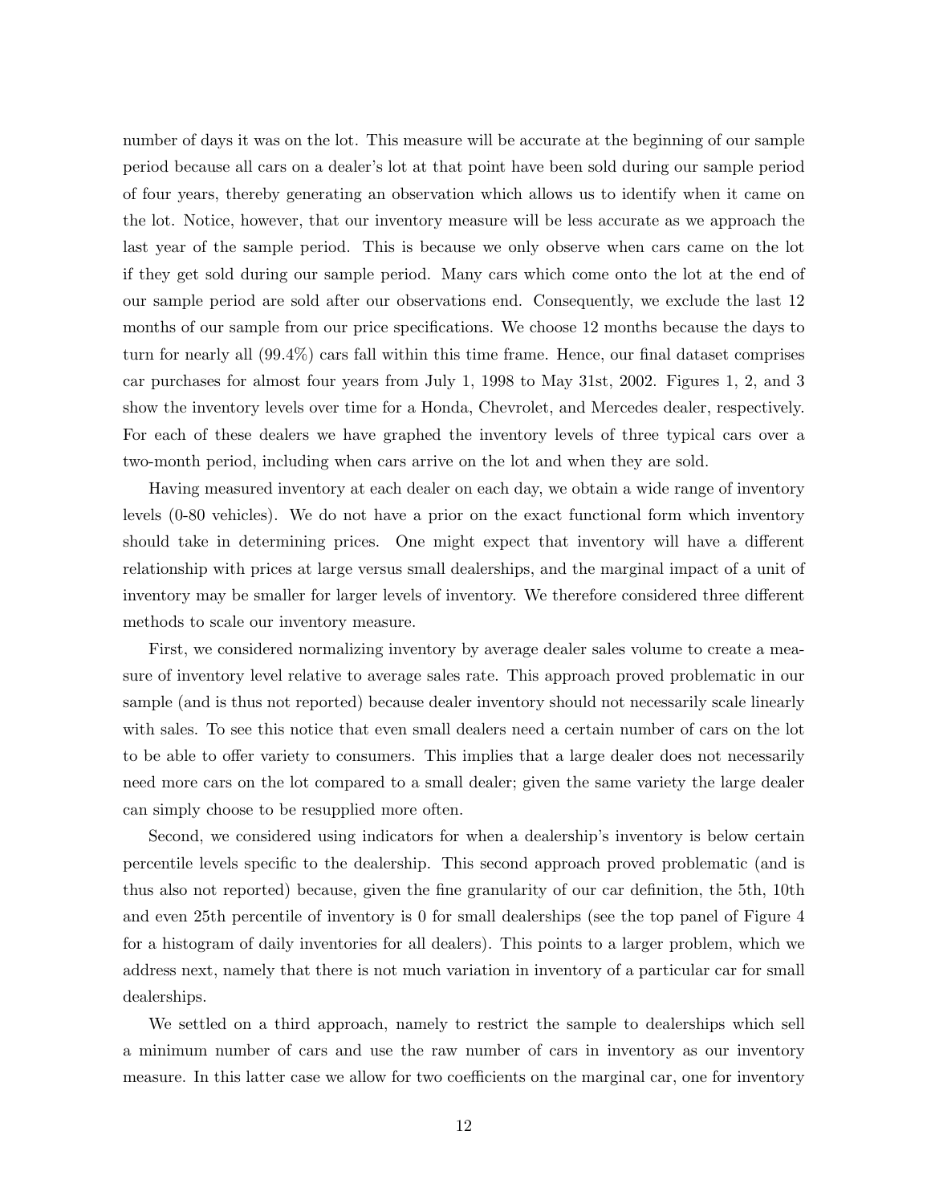number of days it was on the lot. This measure will be accurate at the beginning of our sample period because all cars on a dealer's lot at that point have been sold during our sample period of four years, thereby generating an observation which allows us to identify when it came on the lot. Notice, however, that our inventory measure will be less accurate as we approach the last year of the sample period. This is because we only observe when cars came on the lot if they get sold during our sample period. Many cars which come onto the lot at the end of our sample period are sold after our observations end. Consequently, we exclude the last 12 months of our sample from our price specifications. We choose 12 months because the days to turn for nearly all (99.4%) cars fall within this time frame. Hence, our final dataset comprises car purchases for almost four years from July 1, 1998 to May 31st, 2002. Figures 1, 2, and 3 show the inventory levels over time for a Honda, Chevrolet, and Mercedes dealer, respectively. For each of these dealers we have graphed the inventory levels of three typical cars over a two-month period, including when cars arrive on the lot and when they are sold.

Having measured inventory at each dealer on each day, we obtain a wide range of inventory levels (0-80 vehicles). We do not have a prior on the exact functional form which inventory should take in determining prices. One might expect that inventory will have a different relationship with prices at large versus small dealerships, and the marginal impact of a unit of inventory may be smaller for larger levels of inventory. We therefore considered three different methods to scale our inventory measure.

First, we considered normalizing inventory by average dealer sales volume to create a measure of inventory level relative to average sales rate. This approach proved problematic in our sample (and is thus not reported) because dealer inventory should not necessarily scale linearly with sales. To see this notice that even small dealers need a certain number of cars on the lot to be able to offer variety to consumers. This implies that a large dealer does not necessarily need more cars on the lot compared to a small dealer; given the same variety the large dealer can simply choose to be resupplied more often.

Second, we considered using indicators for when a dealership's inventory is below certain percentile levels specific to the dealership. This second approach proved problematic (and is thus also not reported) because, given the fine granularity of our car definition, the 5th, 10th and even 25th percentile of inventory is 0 for small dealerships (see the top panel of Figure 4 for a histogram of daily inventories for all dealers). This points to a larger problem, which we address next, namely that there is not much variation in inventory of a particular car for small dealerships.

We settled on a third approach, namely to restrict the sample to dealerships which sell a minimum number of cars and use the raw number of cars in inventory as our inventory measure. In this latter case we allow for two coefficients on the marginal car, one for inventory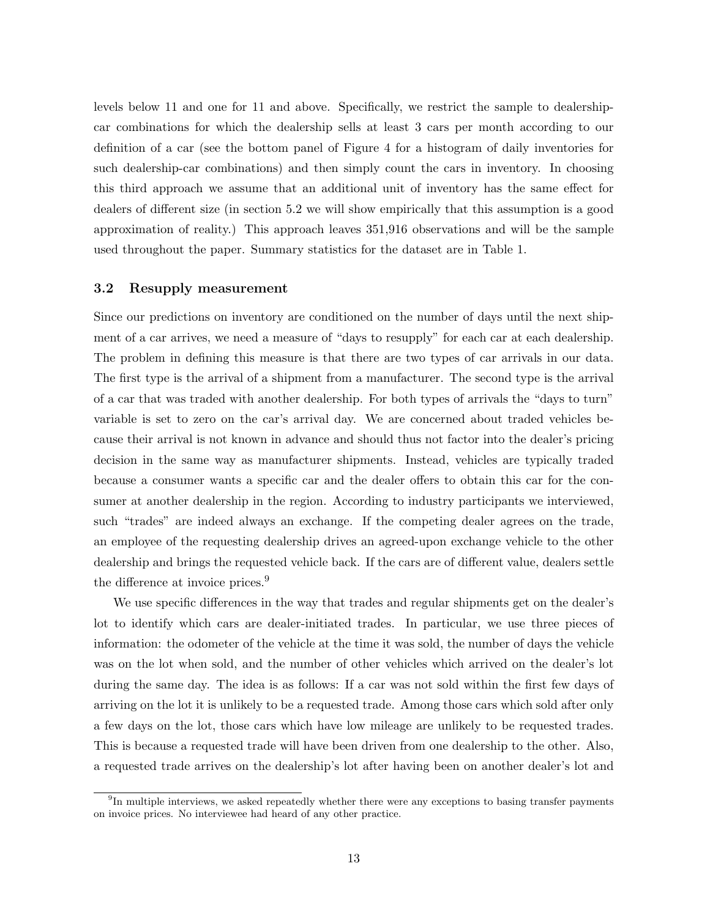levels below 11 and one for 11 and above. Specifically, we restrict the sample to dealership-car combinations for which the dealership sells at least 3 cars per month according to our definition of a car (see the bottom panel of Figure 4 for a histogram of daily inventories for such dealership-car combinations) and then simply count the cars in inventory. In choosing this third approach we assume that an additional unit of inventory has the same effect for dealers of different size (in section 5.2 we will show empirically that this assumption is a good approximation of reality.) This approach leaves 351,916 observations and will be the sample used throughout the paper. Summary statistics for the dataset are in Table 1.

### 3.2 Resupply measurement

Since our predictions on inventory are conditioned on the number of days until the next shipment of a car arrives, we need a measure of "days to resupply" for each car at each dealership. The problem in defining this measure is that there are two types of car arrivals in our data. The first type is the arrival of a shipment from a manufacturer. The second type is the arrival of a car that was traded with another dealership. For both types of arrivals the "days to turn" variable is set to zero on the car's arrival day. We are concerned about traded vehicles because their arrival is not known in advance and should thus not factor into the dealer's pricing decision in the same way as manufacturer shipments. Instead, vehicles are typically traded because a consumer wants a specific car and the dealer offers to obtain this car for the consumer at another dealership in the region. According to industry participants we interviewed, such "trades" are indeed always an exchange. If the competing dealer agrees on the trade, an employee of the requesting dealership drives an agreed-upon exchange vehicle to the other dealership and brings the requested vehicle back. If the cars are of different value, dealers settle the difference at invoice prices.[9]

We use specific differences in the way that trades and regular shipments get on the dealer's lot to identify which cars are dealer-initiated trades. In particular, we use three pieces of information: the odometer of the vehicle at the time it was sold, the number of days the vehicle was on the lot when sold, and the number of other vehicles which arrived on the dealer's lot during the same day. The idea is as follows: If a car was not sold within the first few days of arriving on the lot it is unlikely to be a requested trade. Among those cars which sold after only a few days on the lot, those cars which have low mileage are unlikely to be requested trades. This is because a requested trade will have been driven from one dealership to the other. Also, a requested trade arrives on the dealership's lot after having been on another dealer's lot and

[9]In multiple interviews, we asked repeatedly whether there were any exceptions to basing transfer payments on invoice prices. No interviewee had heard of any other practice.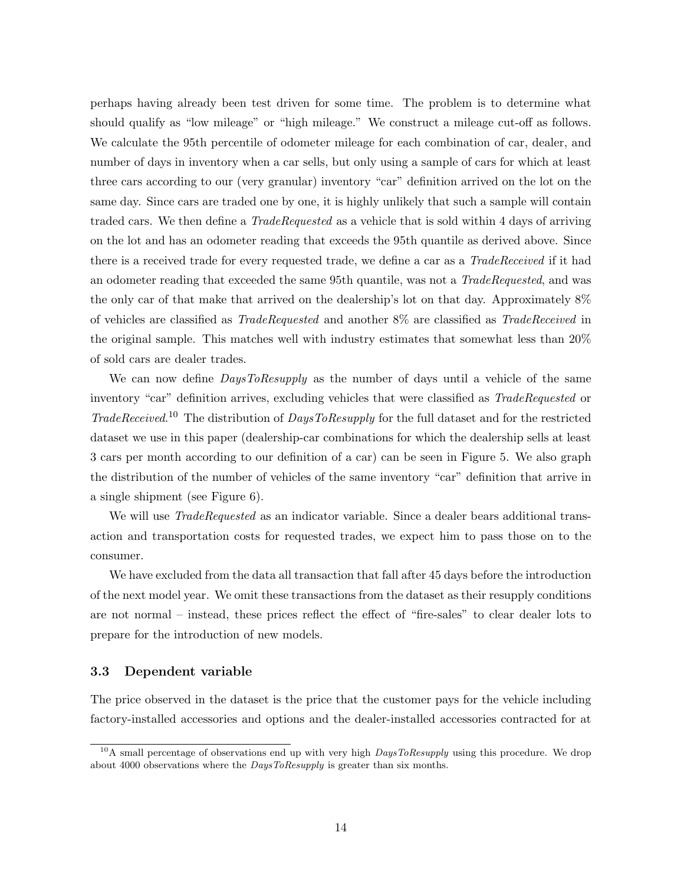perhaps having already been test driven for some time. The problem is to determine what should qualify as "low mileage" or "high mileage." We construct a mileage cut-off as follows. We calculate the 95th percentile of odometer mileage for each combination of car, dealer, and number of days in inventory when a car sells, but only using a sample of cars for which at least three cars according to our (very granular) inventory "car" definition arrived on the lot on the same day. Since cars are traded one by one, it is highly unlikely that such a sample will contain traded cars. We then define a *TradeRequested* as a vehicle that is sold within 4 days of arriving on the lot and has an odometer reading that exceeds the 95th quantile as derived above. Since there is a received trade for every requested trade, we define a car as a *TradeReceived* if it had an odometer reading that exceeded the same 95th quantile, was not a *TradeRequested*, and was the only car of that make that arrived on the dealership's lot on that day. Approximately 8% of vehicles are classified as *TradeRequested* and another 8% are classified as *TradeReceived* in the original sample. This matches well with industry estimates that somewhat less than 20% of sold cars are dealer trades.

We can now define *DaysToResupply* as the number of days until a vehicle of the same inventory "car" definition arrives, excluding vehicles that were classified as *TradeRequested* or *TradeReceived*.[10] The distribution of *DaysToResupply* for the full dataset and for the restricted dataset we use in this paper (dealership-car combinations for which the dealership sells at least 3 cars per month according to our definition of a car) can be seen in Figure 5. We also graph the distribution of the number of vehicles of the same inventory "car" definition that arrive in a single shipment (see Figure 6).

We will use *TradeRequested* as an indicator variable. Since a dealer bears additional transaction and transportation costs for requested trades, we expect him to pass those on to the consumer.

We have excluded from the data all transaction that fall after 45 days before the introduction of the next model year. We omit these transactions from the dataset as their resupply conditions are not normal – instead, these prices reflect the effect of "fire-sales" to clear dealer lots to prepare for the introduction of new models.

### 3.3 Dependent variable

The price observed in the dataset is the price that the customer pays for the vehicle including factory-installed accessories and options and the dealer-installed accessories contracted for at

[10] A small percentage of observations end up with very high *DaysToResupply* using this procedure. We drop about 4000 observations where the *DaysToResupply* is greater than six months.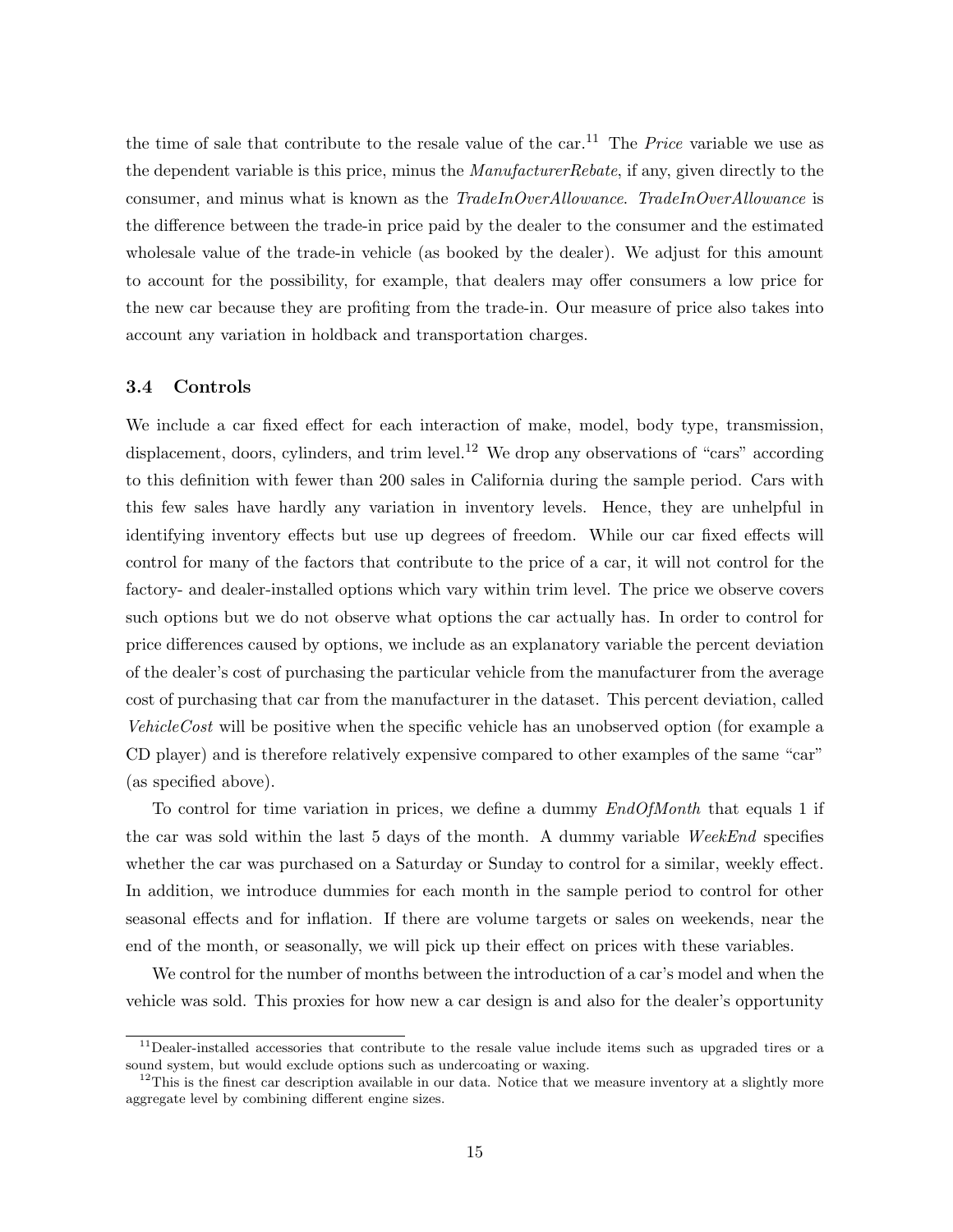the time of sale that contribute to the resale value of the car.[11] The *Price* variable we use as the dependent variable is this price, minus the *ManufacturerRebate*, if any, given directly to the consumer, and minus what is known as the *TradeInOverAllowance*. *TradeInOverAllowance* is the difference between the trade-in price paid by the dealer to the consumer and the estimated wholesale value of the trade-in vehicle (as booked by the dealer). We adjust for this amount to account for the possibility, for example, that dealers may offer consumers a low price for the new car because they are profiting from the trade-in. Our measure of price also takes into account any variation in holdback and transportation charges.

### 3.4 Controls

We include a car fixed effect for each interaction of make, model, body type, transmission, displacement, doors, cylinders, and trim level.[12] We drop any observations of "cars" according to this definition with fewer than 200 sales in California during the sample period. Cars with this few sales have hardly any variation in inventory levels. Hence, they are unhelpful in identifying inventory effects but use up degrees of freedom. While our car fixed effects will control for many of the factors that contribute to the price of a car, it will not control for the factory- and dealer-installed options which vary within trim level. The price we observe covers such options but we do not observe what options the car actually has. In order to control for price differences caused by options, we include as an explanatory variable the percent deviation of the dealer's cost of purchasing the particular vehicle from the manufacturer from the average cost of purchasing that car from the manufacturer in the dataset. This percent deviation, called *VehicleCost* will be positive when the specific vehicle has an unobserved option (for example a CD player) and is therefore relatively expensive compared to other examples of the same "car" (as specified above).

To control for time variation in prices, we define a dummy *EndOfMonth* that equals 1 if the car was sold within the last 5 days of the month. A dummy variable *WeekEnd* specifies whether the car was purchased on a Saturday or Sunday to control for a similar, weekly effect. In addition, we introduce dummies for each month in the sample period to control for other seasonal effects and for inflation. If there are volume targets or sales on weekends, near the end of the month, or seasonally, we will pick up their effect on prices with these variables.

We control for the number of months between the introduction of a car's model and when the vehicle was sold. This proxies for how new a car design is and also for the dealer's opportunity

[11] Dealer-installed accessories that contribute to the resale value include items such as upgraded tires or a sound system, but would exclude options such as undercoating or waxing.

[12] This is the finest car description available in our data. Notice that we measure inventory at a slightly more aggregate level by combining different engine sizes.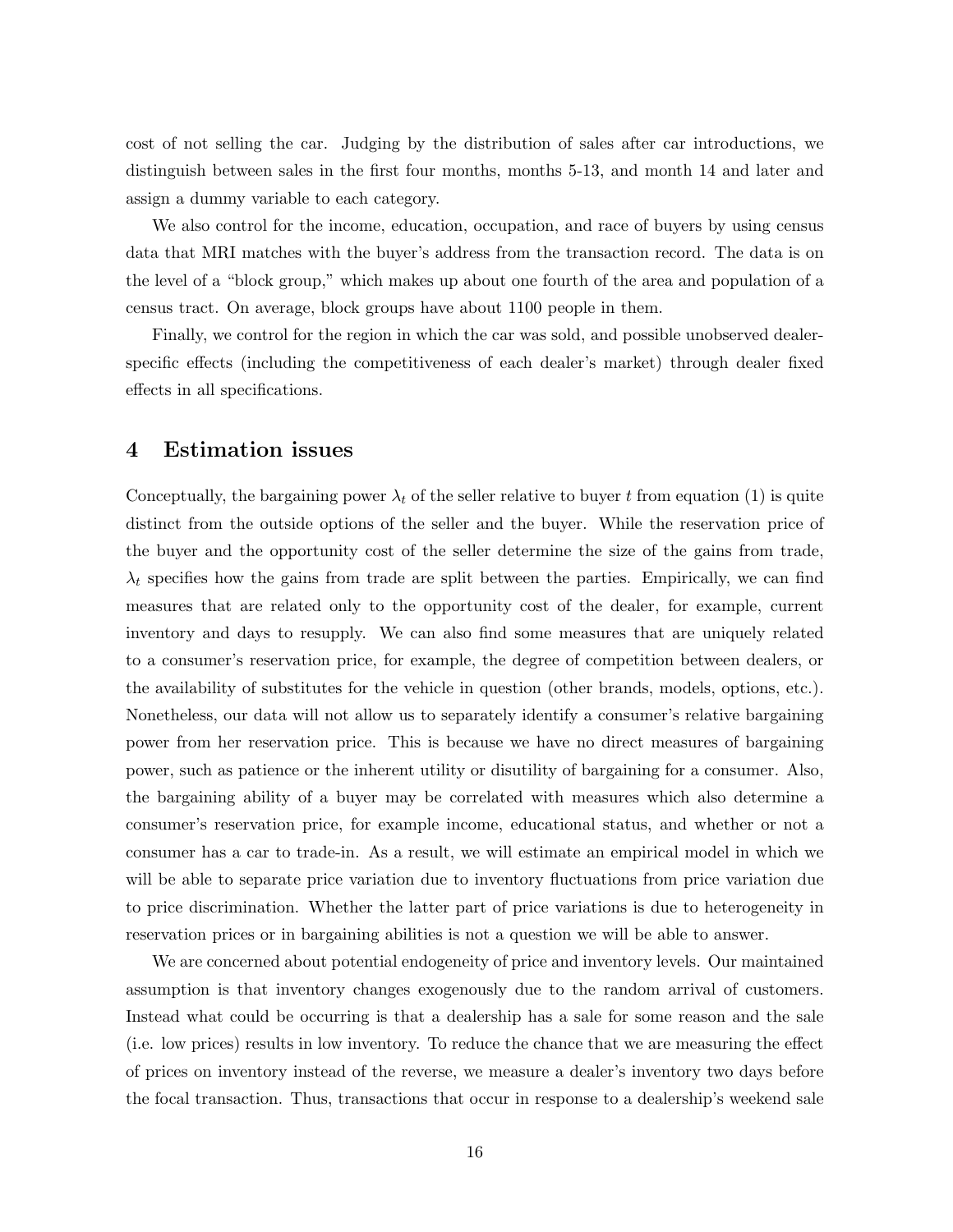cost of not selling the car. Judging by the distribution of sales after car introductions, we distinguish between sales in the first four months, months 5-13, and month 14 and later and assign a dummy variable to each category.

We also control for the income, education, occupation, and race of buyers by using census data that MRI matches with the buyer's address from the transaction record. The data is on the level of a "block group," which makes up about one fourth of the area and population of a census tract. On average, block groups have about 1100 people in them.

Finally, we control for the region in which the car was sold, and possible unobserved dealer-specific effects (including the competitiveness of each dealer's market) through dealer fixed effects in all specifications.

## 4 Estimation issues

Conceptually, the bargaining power $\lambda_t$ of the seller relative to buyer $t$ from equation (1) is quite distinct from the outside options of the seller and the buyer. While the reservation price of the buyer and the opportunity cost of the seller determine the size of the gains from trade, $\lambda_t$ specifies how the gains from trade are split between the parties. Empirically, we can find measures that are related only to the opportunity cost of the dealer, for example, current inventory and days to resupply. We can also find some measures that are uniquely related to a consumer's reservation price, for example, the degree of competition between dealers, or the availability of substitutes for the vehicle in question (other brands, models, options, etc.). Nonetheless, our data will not allow us to separately identify a consumer's relative bargaining power from her reservation price. This is because we have no direct measures of bargaining power, such as patience or the inherent utility or disutility of bargaining for a consumer. Also, the bargaining ability of a buyer may be correlated with measures which also determine a consumer's reservation price, for example income, educational status, and whether or not a consumer has a car to trade-in. As a result, we will estimate an empirical model in which we will be able to separate price variation due to inventory fluctuations from price variation due to price discrimination. Whether the latter part of price variations is due to heterogeneity in reservation prices or in bargaining abilities is not a question we will be able to answer.

We are concerned about potential endogeneity of price and inventory levels. Our maintained assumption is that inventory changes exogenously due to the random arrival of customers. Instead what could be occurring is that a dealership has a sale for some reason and the sale (i.e. low prices) results in low inventory. To reduce the chance that we are measuring the effect of prices on inventory instead of the reverse, we measure a dealer's inventory two days before the focal transaction. Thus, transactions that occur in response to a dealership's weekend sale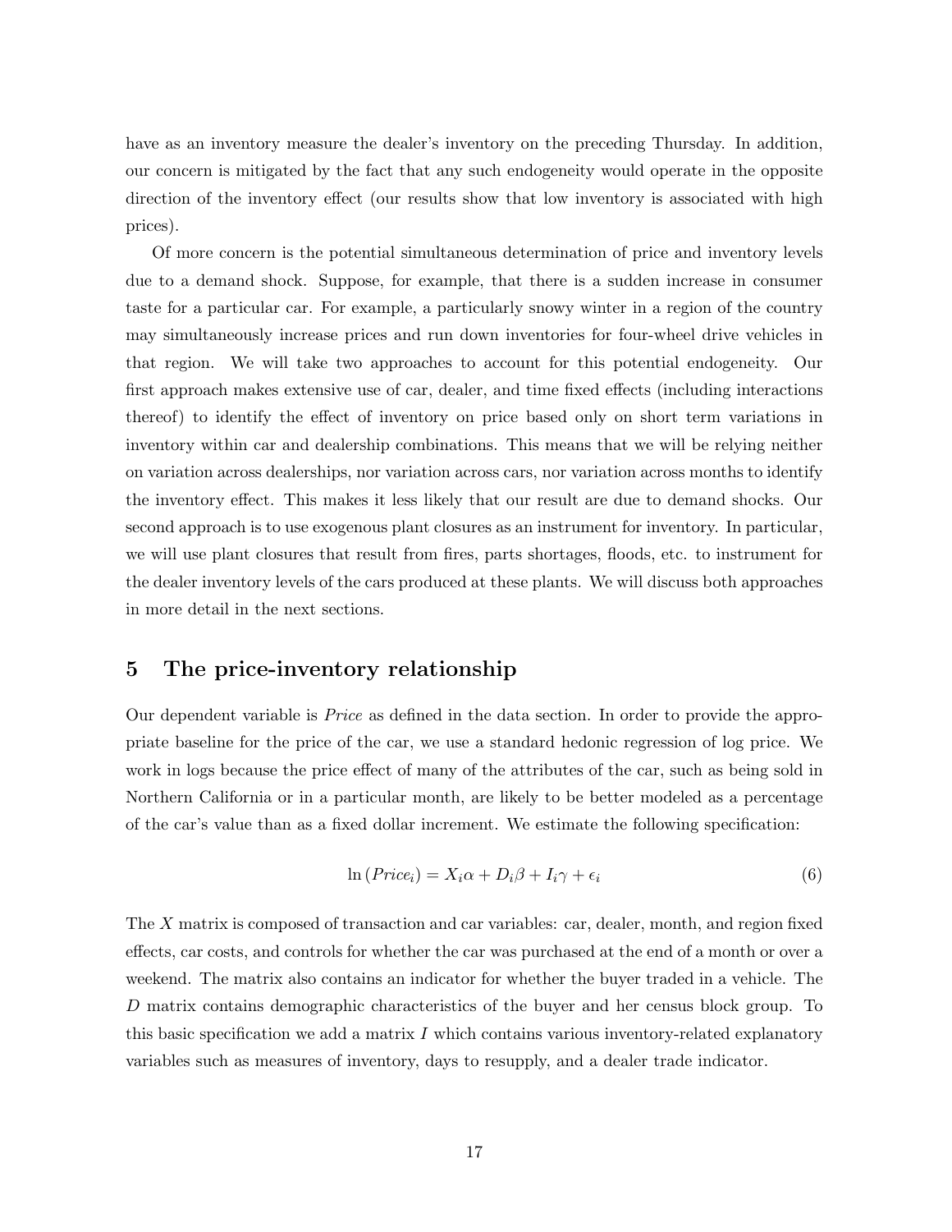have as an inventory measure the dealer's inventory on the preceding Thursday. In addition, our concern is mitigated by the fact that any such endogeneity would operate in the opposite direction of the inventory effect (our results show that low inventory is associated with high prices).

Of more concern is the potential simultaneous determination of price and inventory levels due to a demand shock. Suppose, for example, that there is a sudden increase in consumer taste for a particular car. For example, a particularly snowy winter in a region of the country may simultaneously increase prices and run down inventories for four-wheel drive vehicles in that region. We will take two approaches to account for this potential endogeneity. Our first approach makes extensive use of car, dealer, and time fixed effects (including interactions thereof) to identify the effect of inventory on price based only on short term variations in inventory within car and dealership combinations. This means that we will be relying neither on variation across dealerships, nor variation across cars, nor variation across months to identify the inventory effect. This makes it less likely that our result are due to demand shocks. Our second approach is to use exogenous plant closures as an instrument for inventory. In particular, we will use plant closures that result from fires, parts shortages, floods, etc. to instrument for the dealer inventory levels of the cars produced at these plants. We will discuss both approaches in more detail in the next sections.

## 5 The price-inventory relationship

Our dependent variable is *Price* as defined in the data section. In order to provide the appropriate baseline for the price of the car, we use a standard hedonic regression of log price. We work in logs because the price effect of many of the attributes of the car, such as being sold in Northern California or in a particular month, are likely to be better modeled as a percentage of the car's value than as a fixed dollar increment. We estimate the following specification:

$$\ln\left(Price_i\right) = X_i\alpha + D_i\beta + I_i\gamma + \epsilon_i \tag{6}$$

The $X$ matrix is composed of transaction and car variables: car, dealer, month, and region fixed effects, car costs, and controls for whether the car was purchased at the end of a month or over a weekend. The matrix also contains an indicator for whether the buyer traded in a vehicle. The $D$ matrix contains demographic characteristics of the buyer and her census block group. To this basic specification we add a matrix $I$ which contains various inventory-related explanatory variables such as measures of inventory, days to resupply, and a dealer trade indicator.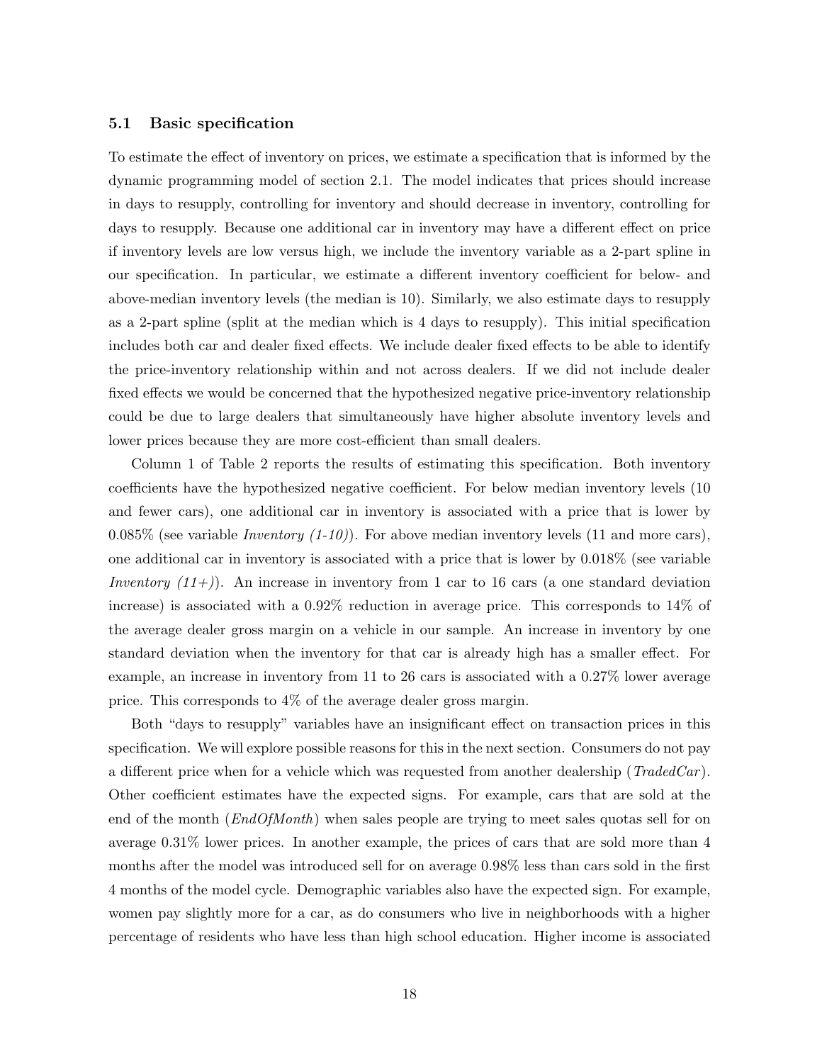### 5.1 Basic specification

To estimate the effect of inventory on prices, we estimate a specification that is informed by the dynamic programming model of section 2.1. The model indicates that prices should increase in days to resupply, controlling for inventory and should decrease in inventory, controlling for days to resupply. Because one additional car in inventory may have a different effect on price if inventory levels are low versus high, we include the inventory variable as a 2-part spline in our specification. In particular, we estimate a different inventory coefficient for below- and above-median inventory levels (the median is 10). Similarly, we also estimate days to resupply as a 2-part spline (split at the median which is 4 days to resupply). This initial specification includes both car and dealer fixed effects. We include dealer fixed effects to be able to identify the price-inventory relationship within and not across dealers. If we did not include dealer fixed effects we would be concerned that the hypothesized negative price-inventory relationship could be due to large dealers that simultaneously have higher absolute inventory levels and lower prices because they are more cost-efficient than small dealers.

Column 1 of Table 2 reports the results of estimating this specification. Both inventory coefficients have the hypothesized negative coefficient. For below median inventory levels (10 and fewer cars), one additional car in inventory is associated with a price that is lower by 0.085% (see variable *Inventory (1-10)*). For above median inventory levels (11 and more cars), one additional car in inventory is associated with a price that is lower by 0.018% (see variable *Inventory (11+)*). An increase in inventory from 1 car to 16 cars (a one standard deviation increase) is associated with a 0.92% reduction in average price. This corresponds to 14% of the average dealer gross margin on a vehicle in our sample. An increase in inventory by one standard deviation when the inventory for that car is already high has a smaller effect. For example, an increase in inventory from 11 to 26 cars is associated with a 0.27% lower average price. This corresponds to 4% of the average dealer gross margin.

Both "days to resupply" variables have an insignificant effect on transaction prices in this specification. We will explore possible reasons for this in the next section. Consumers do not pay a different price when for a vehicle which was requested from another dealership (*TradedCar*). Other coefficient estimates have the expected signs. For example, cars that are sold at the end of the month (*EndOfMonth*) when sales people are trying to meet sales quotas sell for on average 0.31% lower prices. In another example, the prices of cars that are sold more than 4 months after the model was introduced sell for on average 0.98% less than cars sold in the first 4 months of the model cycle. Demographic variables also have the expected sign. For example, women pay slightly more for a car, as do consumers who live in neighborhoods with a higher percentage of residents who have less than high school education. Higher income is associated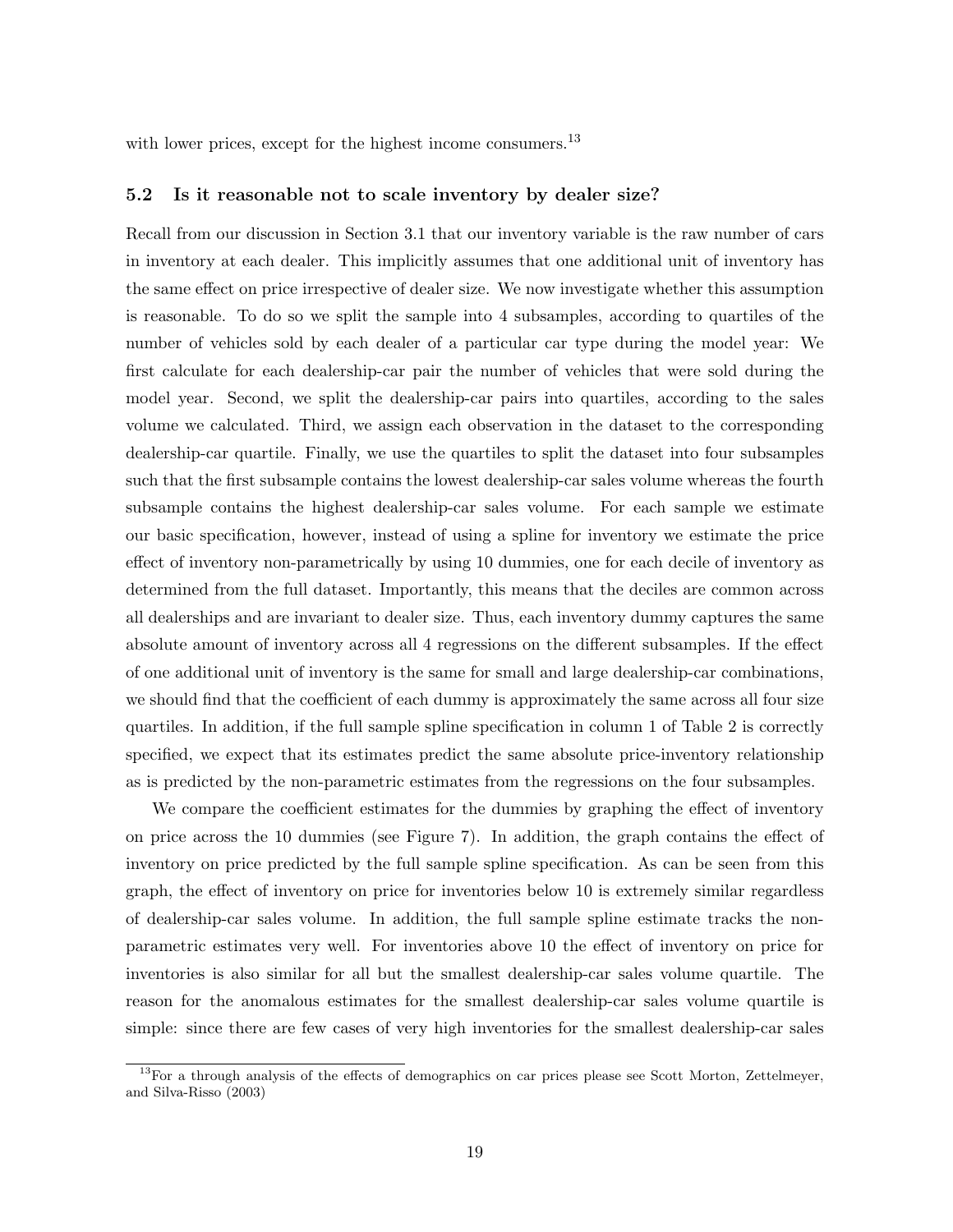with lower prices, except for the highest income consumers.[13]

### 5.2 Is it reasonable not to scale inventory by dealer size?

Recall from our discussion in Section 3.1 that our inventory variable is the raw number of cars in inventory at each dealer. This implicitly assumes that one additional unit of inventory has the same effect on price irrespective of dealer size. We now investigate whether this assumption is reasonable. To do so we split the sample into 4 subsamples, according to quartiles of the number of vehicles sold by each dealer of a particular car type during the model year: We first calculate for each dealership-car pair the number of vehicles that were sold during the model year. Second, we split the dealership-car pairs into quartiles, according to the sales volume we calculated. Third, we assign each observation in the dataset to the corresponding dealership-car quartile. Finally, we use the quartiles to split the dataset into four subsamples such that the first subsample contains the lowest dealership-car sales volume whereas the fourth subsample contains the highest dealership-car sales volume. For each sample we estimate our basic specification, however, instead of using a spline for inventory we estimate the price effect of inventory non-parametrically by using 10 dummies, one for each decile of inventory as determined from the full dataset. Importantly, this means that the deciles are common across all dealerships and are invariant to dealer size. Thus, each inventory dummy captures the same absolute amount of inventory across all 4 regressions on the different subsamples. If the effect of one additional unit of inventory is the same for small and large dealership-car combinations, we should find that the coefficient of each dummy is approximately the same across all four size quartiles. In addition, if the full sample spline specification in column 1 of Table 2 is correctly specified, we expect that its estimates predict the same absolute price-inventory relationship as is predicted by the non-parametric estimates from the regressions on the four subsamples.

We compare the coefficient estimates for the dummies by graphing the effect of inventory on price across the 10 dummies (see Figure 7). In addition, the graph contains the effect of inventory on price predicted by the full sample spline specification. As can be seen from this graph, the effect of inventory on price for inventories below 10 is extremely similar regardless of dealership-car sales volume. In addition, the full sample spline estimate tracks the non-parametric estimates very well. For inventories above 10 the effect of inventory on price for inventories is also similar for all but the smallest dealership-car sales volume quartile. The reason for the anomalous estimates for the smallest dealership-car sales volume quartile is simple: since there are few cases of very high inventories for the smallest dealership-car sales

[13] For a through analysis of the effects of demographics on car prices please see Scott Morton, Zettelmeyer, and Silva-Risso (2003)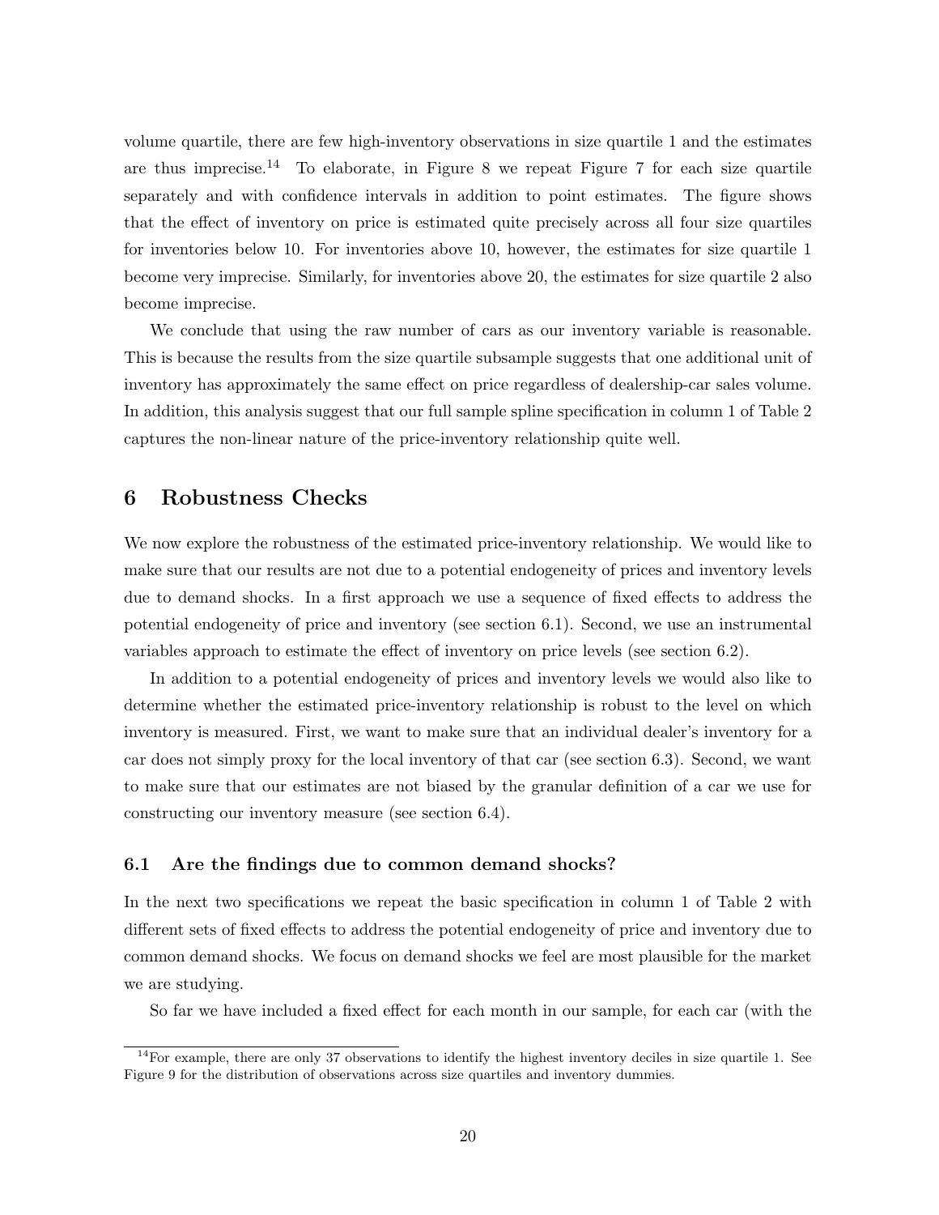volume quartile, there are few high-inventory observations in size quartile 1 and the estimates are thus imprecise.[14] To elaborate, in Figure 8 we repeat Figure 7 for each size quartile separately and with confidence intervals in addition to point estimates. The figure shows that the effect of inventory on price is estimated quite precisely across all four size quartiles for inventories below 10. For inventories above 10, however, the estimates for size quartile 1 become very imprecise. Similarly, for inventories above 20, the estimates for size quartile 2 also become imprecise.

We conclude that using the raw number of cars as our inventory variable is reasonable. This is because the results from the size quartile subsample suggests that one additional unit of inventory has approximately the same effect on price regardless of dealership-car sales volume. In addition, this analysis suggest that our full sample spline specification in column 1 of Table 2 captures the non-linear nature of the price-inventory relationship quite well.

# 6 Robustness Checks

We now explore the robustness of the estimated price-inventory relationship. We would like to make sure that our results are not due to a potential endogeneity of prices and inventory levels due to demand shocks. In a first approach we use a sequence of fixed effects to address the potential endogeneity of price and inventory (see section 6.1). Second, we use an instrumental variables approach to estimate the effect of inventory on price levels (see section 6.2).

In addition to a potential endogeneity of prices and inventory levels we would also like to determine whether the estimated price-inventory relationship is robust to the level on which inventory is measured. First, we want to make sure that an individual dealer's inventory for a car does not simply proxy for the local inventory of that car (see section 6.3). Second, we want to make sure that our estimates are not biased by the granular definition of a car we use for constructing our inventory measure (see section 6.4).

## 6.1 Are the findings due to common demand shocks?

In the next two specifications we repeat the basic specification in column 1 of Table 2 with different sets of fixed effects to address the potential endogeneity of price and inventory due to common demand shocks. We focus on demand shocks we feel are most plausible for the market we are studying.

So far we have included a fixed effect for each month in our sample, for each car (with the

[14] For example, there are only 37 observations to identify the highest inventory deciles in size quartile 1. See Figure 9 for the distribution of observations across size quartiles and inventory dummies.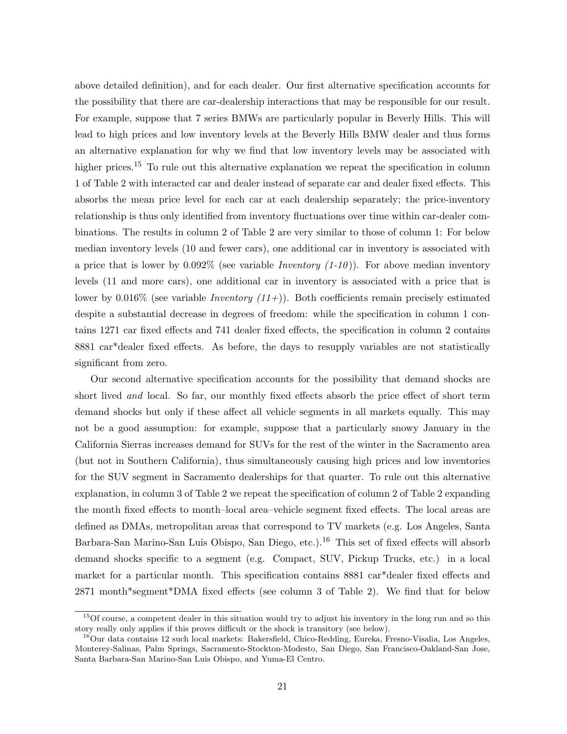above detailed definition), and for each dealer. Our first alternative specification accounts for the possibility that there are car-dealership interactions that may be responsible for our result. For example, suppose that 7 series BMWs are particularly popular in Beverly Hills. This will lead to high prices and low inventory levels at the Beverly Hills BMW dealer and thus forms an alternative explanation for why we find that low inventory levels may be associated with higher prices.[15] To rule out this alternative explanation we repeat the specification in column 1 of Table 2 with interacted car and dealer instead of separate car and dealer fixed effects. This absorbs the mean price level for each car at each dealership separately; the price-inventory relationship is thus only identified from inventory fluctuations over time within car-dealer combinations. The results in column 2 of Table 2 are very similar to those of column 1: For below median inventory levels (10 and fewer cars), one additional car in inventory is associated with a price that is lower by 0.092% (see variable *Inventory (1-10)*). For above median inventory levels (11 and more cars), one additional car in inventory is associated with a price that is lower by 0.016% (see variable *Inventory (11+)*). Both coefficients remain precisely estimated despite a substantial decrease in degrees of freedom: while the specification in column 1 contains 1271 car fixed effects and 741 dealer fixed effects, the specification in column 2 contains 8881 car*dealer fixed effects. As before, the days to resupply variables are not statistically significant from zero.

Our second alternative specification accounts for the possibility that demand shocks are short lived *and* local. So far, our monthly fixed effects absorb the price effect of short term demand shocks but only if these affect all vehicle segments in all markets equally. This may not be a good assumption: for example, suppose that a particularly snowy January in the California Sierras increases demand for SUVs for the rest of the winter in the Sacramento area (but not in Southern California), thus simultaneously causing high prices and low inventories for the SUV segment in Sacramento dealerships for that quarter. To rule out this alternative explanation, in column 3 of Table 2 we repeat the specification of column 2 of Table 2 expanding the month fixed effects to month–local area–vehicle segment fixed effects. The local areas are defined as DMAs, metropolitan areas that correspond to TV markets (e.g. Los Angeles, Santa Barbara-San Marino-San Luis Obispo, San Diego, etc.).[16] This set of fixed effects will absorb demand shocks specific to a segment (e.g. Compact, SUV, Pickup Trucks, etc.) in a local market for a particular month. This specification contains 8881 car*dealer fixed effects and 2871 month*segment*DMA fixed effects (see column 3 of Table 2). We find that for below

[15] Of course, a competent dealer in this situation would try to adjust his inventory in the long run and so this story really only applies if this proves difficult or the shock is transitory (see below).

[16] Our data contains 12 such local markets: Bakersfield, Chico-Redding, Eureka, Fresno-Visalia, Los Angeles, Monterey-Salinas, Palm Springs, Sacramento-Stockton-Modesto, San Diego, San Francisco-Oakland-San Jose, Santa Barbara-San Marino-San Luis Obispo, and Yuma-El Centro.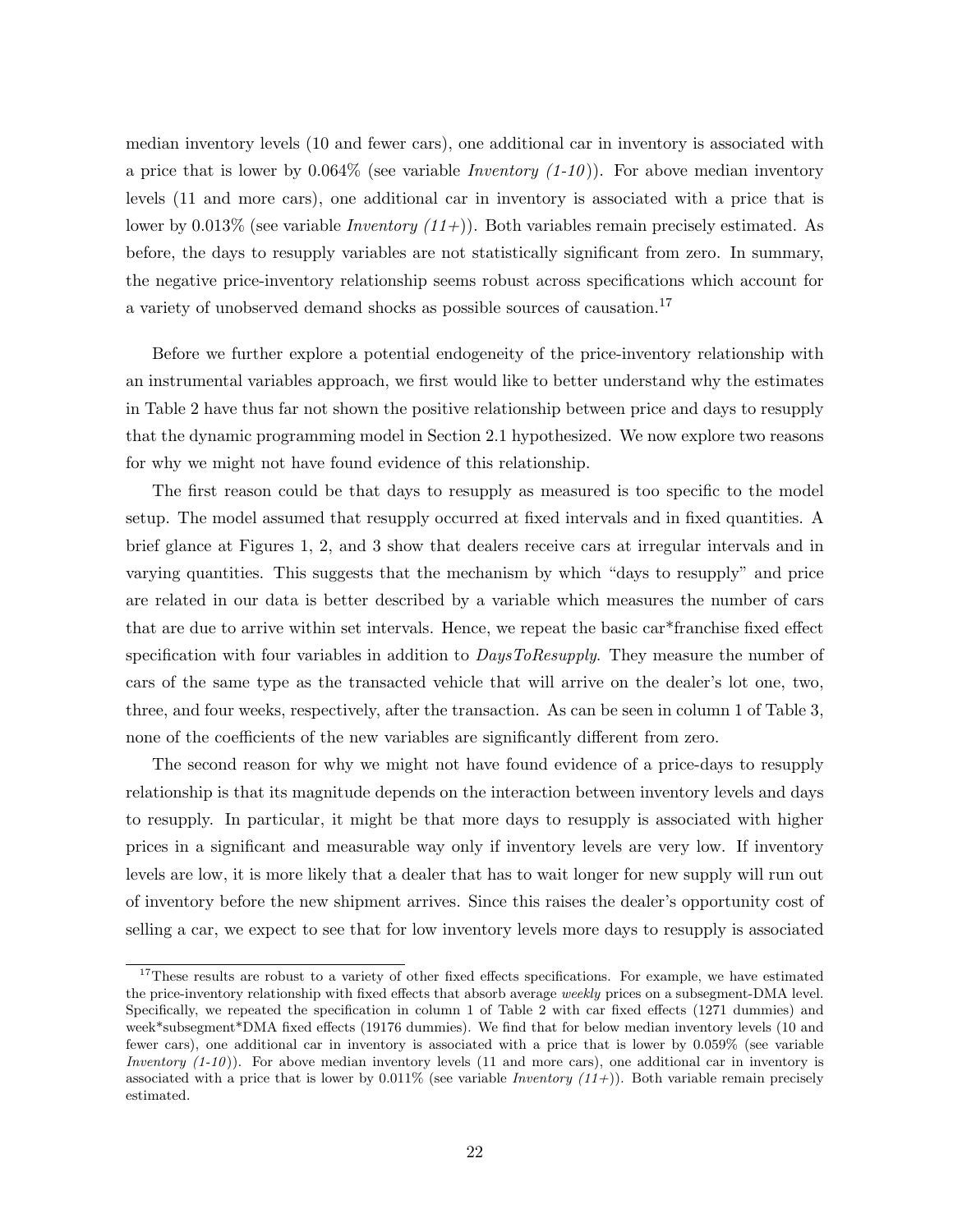median inventory levels (10 and fewer cars), one additional car in inventory is associated with a price that is lower by 0.064% (see variable *Inventory (1-10)*). For above median inventory levels (11 and more cars), one additional car in inventory is associated with a price that is lower by 0.013% (see variable *Inventory (11+)*). Both variables remain precisely estimated. As before, the days to resupply variables are not statistically significant from zero. In summary, the negative price-inventory relationship seems robust across specifications which account for a variety of unobserved demand shocks as possible sources of causation.[17]

Before we further explore a potential endogeneity of the price-inventory relationship with an instrumental variables approach, we first would like to better understand why the estimates in Table 2 have thus far not shown the positive relationship between price and days to resupply that the dynamic programming model in Section 2.1 hypothesized. We now explore two reasons for why we might not have found evidence of this relationship.

The first reason could be that days to resupply as measured is too specific to the model setup. The model assumed that resupply occurred at fixed intervals and in fixed quantities. A brief glance at Figures 1, 2, and 3 show that dealers receive cars at irregular intervals and in varying quantities. This suggests that the mechanism by which "days to resupply" and price are related in our data is better described by a variable which measures the number of cars that are due to arrive within set intervals. Hence, we repeat the basic car*franchise fixed effect specification with four variables in addition to *DaysToResupply*. They measure the number of cars of the same type as the transacted vehicle that will arrive on the dealer's lot one, two, three, and four weeks, respectively, after the transaction. As can be seen in column 1 of Table 3, none of the coefficients of the new variables are significantly different from zero.

The second reason for why we might not found evidence of a price-days to resupply relationship is that its magnitude depends on the interaction between inventory levels and days to resupply. In particular, it might be that more days to resupply is associated with higher prices in a significant and measurable way only if inventory levels are very low. If inventory levels are low, it is more likely that a dealer that has to wait longer for new supply will run out of inventory before the new shipment arrives. Since this raises the dealer's opportunity cost of selling a car, we expect to see that for low inventory levels more days to resupply is associated

[17] These results are robust to a variety of other fixed effects specifications. For example, we have estimated the price-inventory relationship with fixed effects that absorb average *weekly* prices on a subsegment-DMA level. Specifically, we repeated the specification in column 1 of Table 2 with car fixed effects (1271 dummies) and week*subsegment*DMA fixed effects (19176 dummies). We find that for below median inventory levels (10 and fewer cars), one additional car in inventory is associated with a price that is lower by 0.059% (see variable *Inventory (1-10)*). For above median inventory levels (11 and more cars), one additional car in inventory is associated with a price that is lower by 0.011% (see variable *Inventory (11+)*). Both variable remain precisely estimated.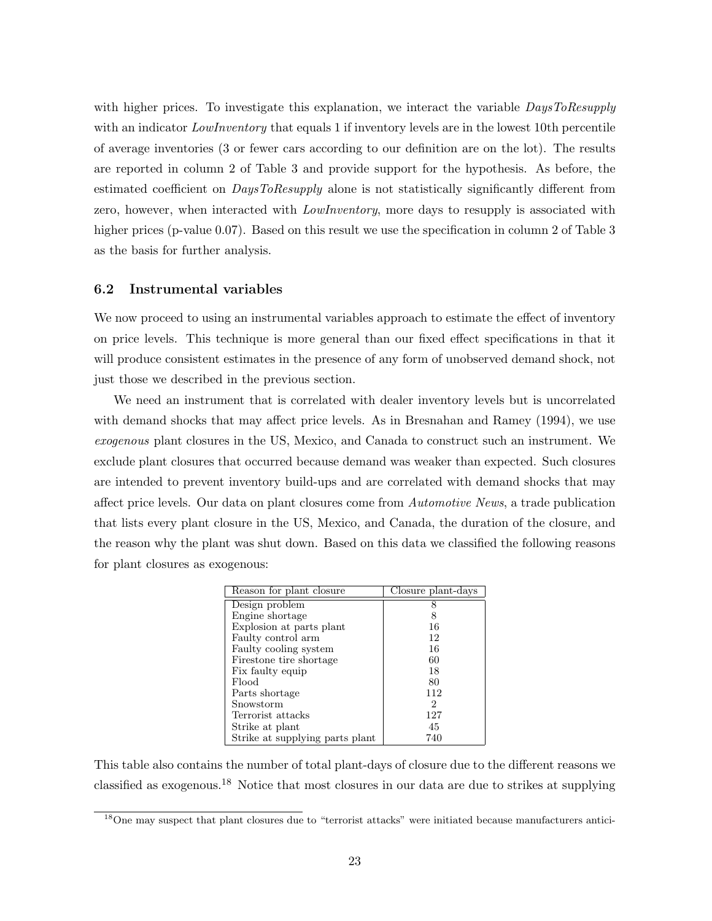with higher prices. To investigate this explanation, we interact the variable *DaysToResupply* with an indicator *LowInventory* that equals 1 if inventory levels are in the lowest 10th percentile of average inventories (3 or fewer cars according to our definition are on the lot). The results are reported in column 2 of Table 3 and provide support for the hypothesis. As before, the estimated coefficient on *DaysToResupply* alone is not statistically significantly different from zero, however, when interacted with *LowInventory*, more days to resupply is associated with higher prices (p-value 0.07). Based on this result we use the specification in column 2 of Table 3 as the basis for further analysis.

### 6.2 Instrumental variables

We now proceed to using an instrumental variables approach to estimate the effect of inventory on price levels. This technique is more general than our fixed effect specifications in that it will produce consistent estimates in the presence of any form of unobserved demand shock, not just those we described in the previous section.

We need an instrument that is correlated with dealer inventory levels but is uncorrelated with demand shocks that may affect price levels. As in Bresnahan and Ramey (1994), we use *exogenous* plant closures in the US, Mexico, and Canada to construct such an instrument. We exclude plant closures that occurred because demand was weaker than expected. Such closures are intended to prevent inventory build-ups and are correlated with demand shocks that may affect price levels. Our data on plant closures come from *Automotive News*, a trade publication that lists every plant closure in the US, Mexico, and Canada, the duration of the closure, and the reason why the plant was shut down. Based on this data we classified the following reasons for plant closures as exogenous:

| Reason for plant closure | Closure plant-days |
|---|---|
| Design problem | 8 |
| Engine shortage | 8 |
| Explosion at parts plant | 16 |
| Faulty control arm | 12 |
| Faulty cooling system | 16 |
| Firestone tire shortage | 60 |
| Fix faulty equip | 18 |
| Flood | 80 |
| Parts shortage | 112 |
| Snowstorm | 2 |
| Terrorist attacks | 127 |
| Strike at plant | 45 |
| Strike at supplying parts plant | 740 |

This table also contains the number of total plant-days of closure due to the different reasons we classified as exogenous.[18] Notice that most closures in our data are due to strikes at supplying

[18] One may suspect that plant closures due to "terrorist attacks" were initiated because manufacturers antici-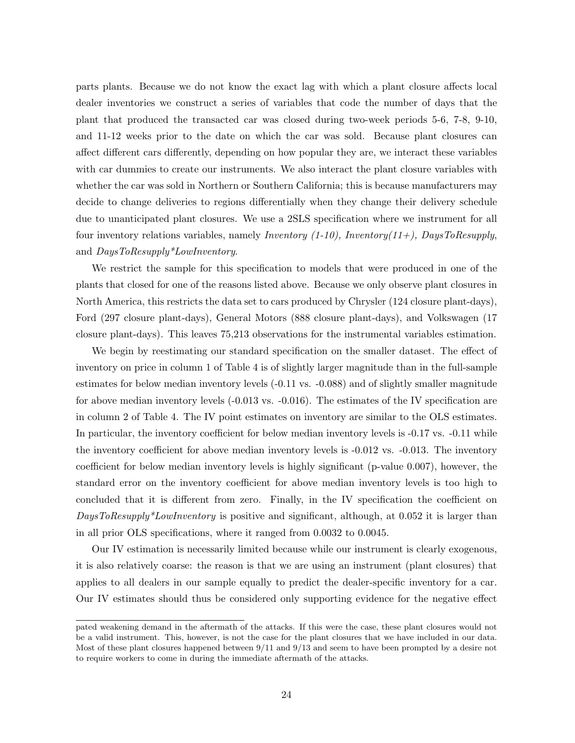parts plants. Because we do not know the exact lag with which a plant closure affects local dealer inventories we construct a series of variables that code the number of days that the plant that produced the transacted car was closed during two-week periods 5-6, 7-8, 9-10, and 11-12 weeks prior to the date on which the car was sold. Because plant closures can affect different cars differently, depending on how popular they are, we interact these variables with car dummies to create our instruments. We also interact the plant closure variables with whether the car was sold in Northern or Southern California; this is because manufacturers may decide to change deliveries to regions differentially when they change their delivery schedule due to unanticipated plant closures. We use a 2SLS specification where we instrument for all four inventory relations variables, namely *Inventory (1-10), Inventory(11+), DaysToResupply*, and *DaysToResupply*LowInventory*.

We restrict the sample for this specification to models that were produced in one of the plants that closed for one of the reasons listed above. Because we only observe plant closures in North America, this restricts the data set to cars produced by Chrysler (124 closure plant-days), Ford (297 closure plant-days), General Motors (888 closure plant-days), and Volkswagen (17 closure plant-days). This leaves 75,213 observations for the instrumental variables estimation.

We begin by reestimating our standard specification on the smaller dataset. The effect of inventory on price in column 1 of Table 4 is of slightly larger magnitude than in the full-sample estimates for below median inventory levels (-0.11 vs. -0.088) and of slightly smaller magnitude for above median inventory levels (-0.013 vs. -0.016). The estimates of the IV specification are in column 2 of Table 4. The IV point estimates on inventory are similar to the OLS estimates. In particular, the inventory coefficient for below median inventory levels is -0.17 vs. -0.11 while the inventory coefficient for above median inventory levels is -0.012 vs. -0.013. The inventory coefficient for below median inventory levels is highly significant (p-value 0.007), however, the standard error on the inventory coefficient for above median inventory levels is too high to concluded that it is different from zero. Finally, in the IV specification the coefficient on *DaysToResupply*LowInventory* is positive and significant, although, at 0.052 it is larger than in all prior OLS specifications, where it ranged from 0.0032 to 0.0045.

Our IV estimation is necessarily limited because while our instrument is clearly exogenous, it is also relatively coarse: the reason is that we are using an instrument (plant closures) that applies to all dealers in our sample equally to predict the dealer-specific inventory for a car. Our IV estimates should thus be considered only supporting evidence for the negative effect

pated weakening demand in the aftermath of the attacks. If this were the case, these plant closures would not be a valid instrument. This, however, is not the case for the plant closures that we have included in our data. Most of these plant closures happened between 9/11 and 9/13 and seem to have been prompted by a desire not to require workers to come in during the immediate aftermath of the attacks.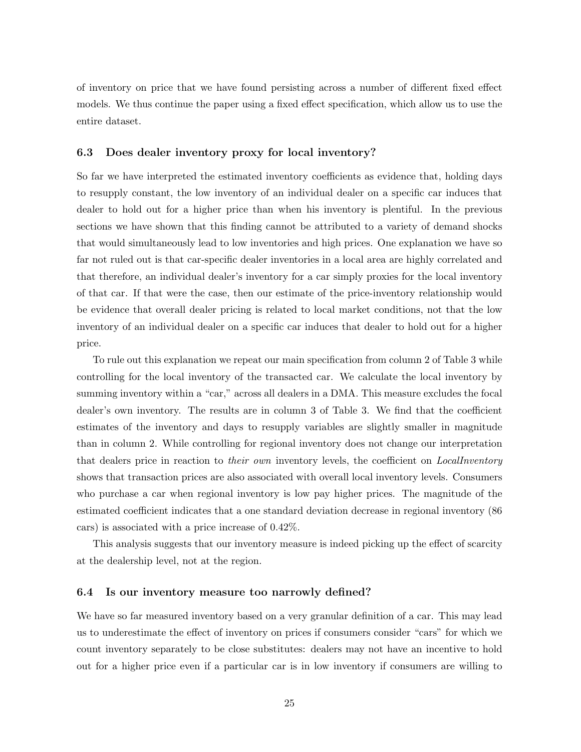of inventory on price that we have found persisting across a number of different fixed effect models. We thus continue the paper using a fixed effect specification, which allow us to use the entire dataset.

### 6.3 Does dealer inventory proxy for local inventory?

So far we have interpreted the estimated inventory coefficients as evidence that, holding days to resupply constant, the low inventory of an individual dealer on a specific car induces that dealer to hold out for a higher price than when his inventory is plentiful. In the previous sections we have shown that this finding cannot be attributed to a variety of demand shocks that would simultaneously lead to low inventories and high prices. One explanation we have so far not ruled out is that car-specific dealer inventories in a local area are highly correlated and that therefore, an individual dealer's inventory for a car simply proxies for the local inventory of that car. If that were the case, then our estimate of the price-inventory relationship would be evidence that overall dealer pricing is related to local market conditions, not that the low inventory of an individual dealer on a specific car induces that dealer to hold out for a higher price.

To rule out this explanation we repeat our main specification from column 2 of Table 3 while controlling for the local inventory of the transacted car. We calculate the local inventory by summing inventory within a "car," across all dealers in a DMA. This measure excludes the focal dealer's own inventory. The results are in column 3 of Table 3. We find that the coefficient estimates of the inventory and days to resupply variables are slightly smaller in magnitude than in column 2. While controlling for regional inventory does not change our interpretation that dealers price in reaction to *their own* inventory levels, the coefficient on *LocalInventory* shows that transaction prices are also associated with overall local inventory levels. Consumers who purchase a car when regional inventory is low pay higher prices. The magnitude of the estimated coefficient indicates that a one standard deviation decrease in regional inventory (86 cars) is associated with a price increase of 0.42%.

This analysis suggests that our inventory measure is indeed picking up the effect of scarcity at the dealership level, not at the region.

### 6.4 Is our inventory measure too narrowly defined?

We have so far measured inventory based on a very granular definition of a car. This may lead us to underestimate the effect of inventory on prices if consumers consider "cars" for which we count inventory separately to be close substitutes: dealers may not have an incentive to hold out for a higher price even if a particular car is in low inventory if consumers are willing to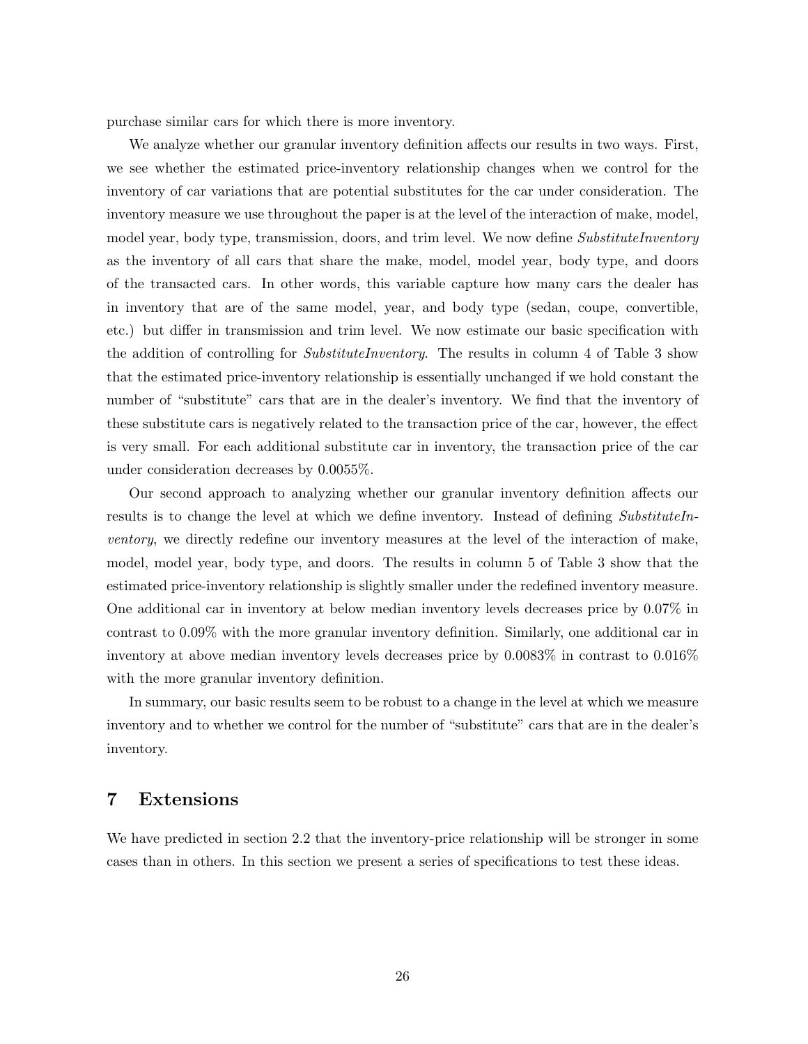purchase similar cars for which there is more inventory.

We analyze whether our granular inventory definition affects our results in two ways. First, we see whether the estimated price-inventory relationship changes when we control for the inventory of car variations that are potential substitutes for the car under consideration. The inventory measure we use throughout the paper is at the level of the interaction of make, model, model year, body type, transmission, doors, and trim level. We now define *SubstituteInventory* as the inventory of all cars that share the make, model, model year, body type, and doors of the transacted cars. In other words, this variable capture how many cars the dealer has in inventory that are of the same model, year, and body type (sedan, coupe, convertible, etc.) but differ in transmission and trim level. We now estimate our basic specification with the addition of controlling for *SubstituteInventory*. The results in column 4 of Table 3 show that the estimated price-inventory relationship is essentially unchanged if we hold constant the number of "substitute" cars that are in the dealer's inventory. We find that the inventory of these substitute cars is negatively related to the transaction price of the car, however, the effect is very small. For each additional substitute car in inventory, the transaction price of the car under consideration decreases by 0.0055%.

Our second approach to analyzing whether our granular inventory definition affects our results is to change the level at which we define inventory. Instead of defining *SubstituteInventory*, we directly redefine our inventory measures at the level of the interaction of make, model, model year, body type, and doors. The results in column 5 of Table 3 show that the estimated price-inventory relationship is slightly smaller under the redefined inventory measure. One additional car in inventory at below median inventory levels decreases price by 0.07% in contrast to 0.09% with the more granular inventory definition. Similarly, one additional car in inventory at above median inventory levels decreases price by 0.0083% in contrast to 0.016% with the more granular inventory definition.

In summary, our basic results seem to be robust to a change in the level at which we measure inventory and to whether we control for the number of "substitute" cars that are in the dealer's inventory.

# 7 Extensions

We have predicted in section 2.2 that the inventory-price relationship will be stronger in some cases than in others. In this section we present a series of specifications to test these ideas.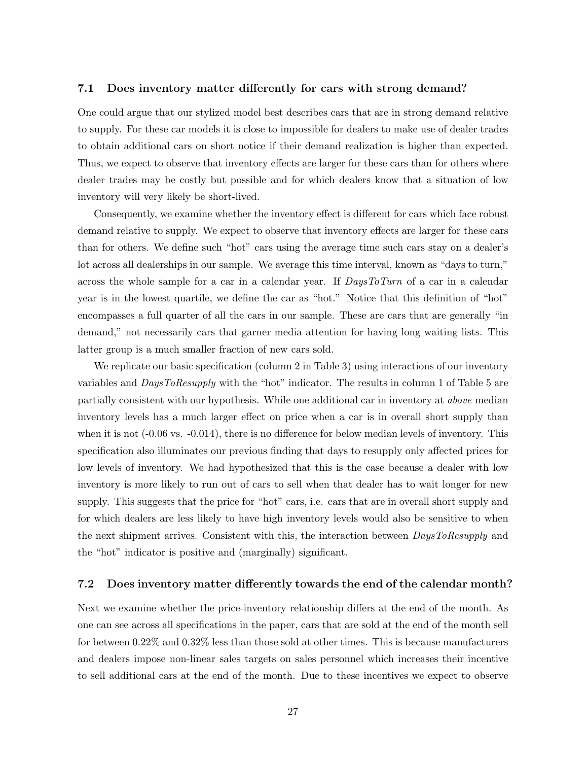### 7.1 Does inventory matter differently for cars with strong demand?

One could argue that our stylized model best describes cars that are in strong demand relative to supply. For these car models it is close to impossible for dealers to make use of dealer trades to obtain additional cars on short notice if their demand realization is higher than expected. Thus, we expect to observe that inventory effects are larger for these cars than for others where dealer trades may be costly but possible and for which dealers know that a situation of low inventory will very likely be short-lived.

Consequently, we examine whether the inventory effect is different for cars which face robust demand relative to supply. We expect to observe that inventory effects are larger for these cars than for others. We define such "hot" cars using the average time such cars stay on a dealer's lot across all dealerships in our sample. We average this time interval, known as "days to turn," across the whole sample for a car in a calendar year. If *DaysToTurn* of a car in a calendar year is in the lowest quartile, we define the car as "hot." Notice that this definition of "hot" encompasses a full quarter of all the cars in our sample. These are cars that are generally "in demand," not necessarily cars that garner media attention for having long waiting lists. This latter group is a much smaller fraction of new cars sold.

We replicate our basic specification (column 2 in Table 3) using interactions of our inventory variables and *DaysToResupply* with the "hot" indicator. The results in column 1 of Table 5 are partially consistent with our hypothesis. While one additional car in inventory at *above* median inventory levels has a much larger effect on price when a car is in overall short supply than when it is not (-0.06 vs. -0.014), there is no difference for below median levels of inventory. This specification also illuminates our previous finding that days to resupply only affected prices for low levels of inventory. We had hypothesized that this is the case because a dealer with low inventory is more likely to run out of cars to sell when that dealer has to wait longer for new supply. This suggests that the price for "hot" cars, i.e. cars that are in overall short supply and for which dealers are less likely to have high inventory levels would also be sensitive to when the next shipment arrives. Consistent with this, the interaction between *DaysToResupply* and the "hot" indicator is positive and (marginally) significant.

### 7.2 Does inventory matter differently towards the end of the calendar month?

Next we examine whether the price-inventory relationship differs at the end of the month. As one can see across all specifications in the paper, cars that are sold at the end of the month sell for between 0.22% and 0.32% less than those sold at other times. This is because manufacturers and dealers impose non-linear sales targets on sales personnel which increases their incentive to sell additional cars at the end of the month. Due to these incentives we expect to observe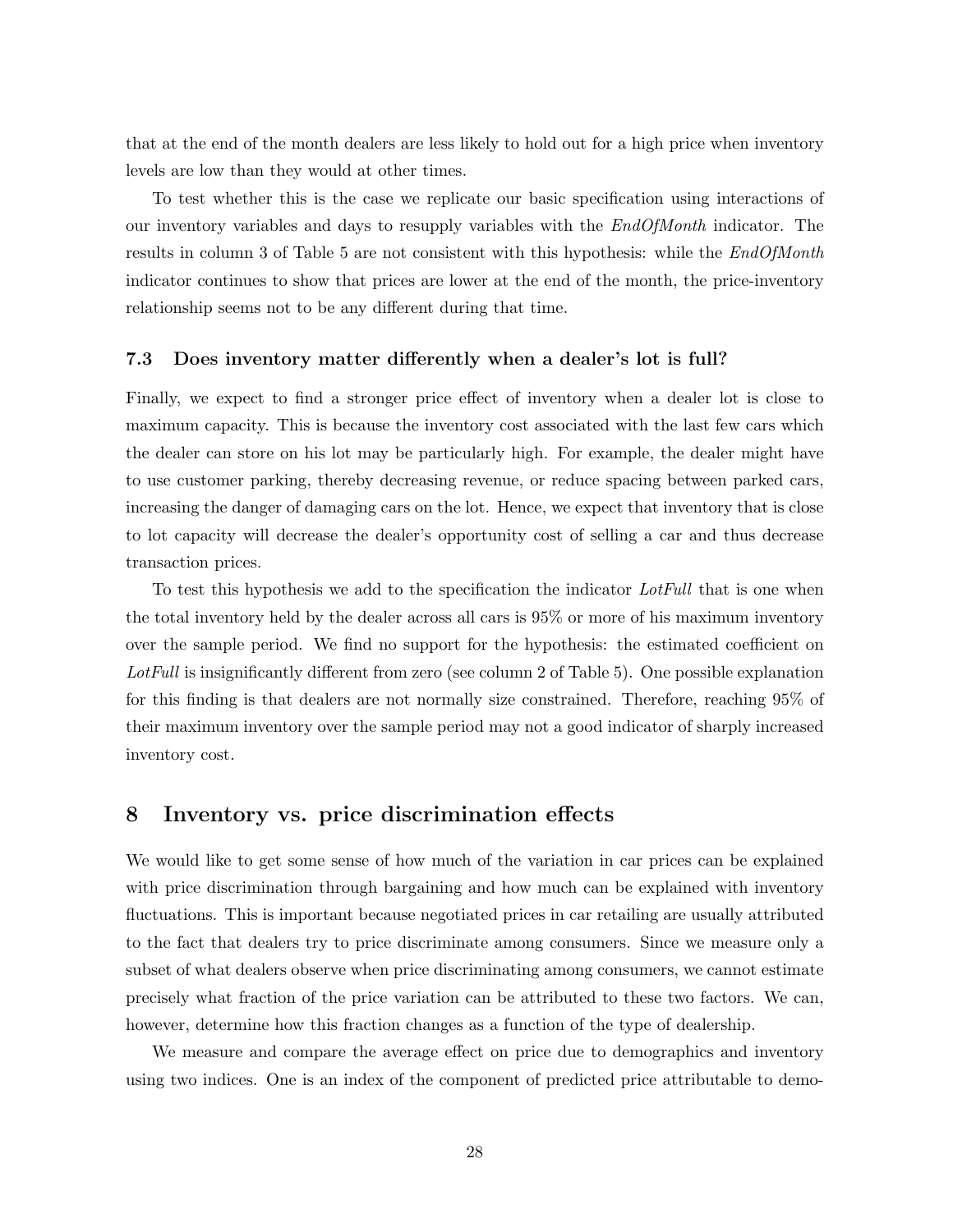that at the end of the month dealers are less likely to hold out for a high price when inventory levels are low than they would at other times.

To test whether this is the case we replicate our basic specification using interactions of our inventory variables and days to resupply variables with the *EndOfMonth* indicator. The results in column 3 of Table 5 are not consistent with this hypothesis: while the *EndOfMonth* indicator continues to show that prices are lower at the end of the month, the price-inventory relationship seems not to be any different during that time.

### 7.3 Does inventory matter differently when a dealer's lot is full?

Finally, we expect to find a stronger price effect of inventory when a dealer lot is close to maximum capacity. This is because the inventory cost associated with the last few cars which the dealer can store on his lot may be particularly high. For example, the dealer might have to use customer parking, thereby decreasing revenue, or reduce spacing between parked cars, increasing the danger of damaging cars on the lot. Hence, we expect that inventory that is close to lot capacity will decrease the dealer's opportunity cost of selling a car and thus decrease transaction prices.

To test this hypothesis we add to the specification the indicator *LotFull* that is one when the total inventory held by the dealer across all cars is 95% or more of his maximum inventory over the sample period. We find no support for the hypothesis: the estimated coefficient on *LotFull* is insignificantly different from zero (see column 2 of Table 5). One possible explanation for this finding is that dealers are not normally size constrained. Therefore, reaching 95% of their maximum inventory over the sample period may not a good indicator of sharply increased inventory cost.

## 8 Inventory vs. price discrimination effects

We would like to get some sense of how much of the variation in car prices can be explained with price discrimination through bargaining and how much can be explained with inventory fluctuations. This is important because negotiated prices in car retailing are usually attributed to the fact that dealers try to price discriminate among consumers. Since we measure only a subset of what dealers observe when price discriminating among consumers, we cannot estimate precisely what fraction of the price variation can be attributed to these two factors. We can, however, determine how this fraction changes as a function of the type of dealership.

We measure and compare the average effect on price due to demographics and inventory using two indices. One is an index of the component of predicted price attributable to demo-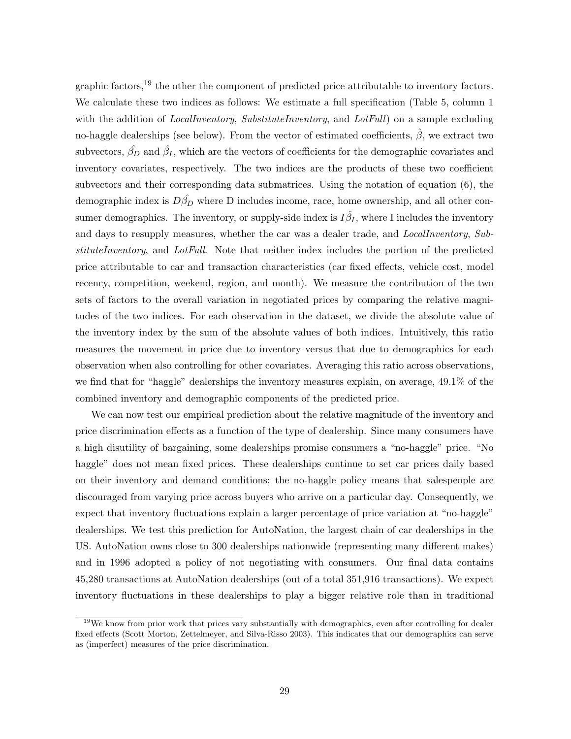graphic factors,[19] the other the component of predicted price attributable to inventory factors. We calculate these two indices as follows: We estimate a full specification (Table 5, column 1 with the addition of *LocalInventory*, *SubstituteInventory*, and *LotFull*) on a sample excluding no-haggle dealerships (see below). From the vector of estimated coefficients, $\hat{\beta}$, we extract two subvectors, $\hat{\beta_D}$ and $\hat{\beta_I}$, which are the vectors of coefficients for the demographic covariates and inventory covariates, respectively. The two indices are the products of these two coefficient subvectors and their corresponding data submatrices. Using the notation of equation (6), the demographic index is $D\hat{\beta_D}$ where D includes income, race, home ownership, and all other consumer demographics. The inventory, or supply-side index is $I\hat{\beta_I}$, where I includes the inventory and days to resupply measures, whether the car was a dealer trade, and *LocalInventory*, *SubstituteInventory*, and *LotFull*. Note that neither index includes the portion of the predicted price attributable to car and transaction characteristics (car fixed effects, vehicle cost, model recency, competition, weekend, region, and month). We measure the contribution of the two sets of factors to the overall variation in negotiated prices by comparing the relative magnitudes of the two indices. For each observation in the dataset, we divide the absolute value of the inventory index by the sum of the absolute values of both indices. Intuitively, this ratio measures the movement in price due to inventory versus that due to demographics for each observation when also controlling for other covariates. Averaging this ratio across observations, we find that for "haggle" dealerships the inventory measures explain, on average, 49.1% of the combined inventory and demographic components of the predicted price.

We can now test our empirical prediction about the relative magnitude of the inventory and price discrimination effects as a function of the type of dealership. Since many consumers have a high disutility of bargaining, some dealerships promise consumers a "no-haggle" price. "No haggle" does not mean fixed prices. These dealerships continue to set car prices daily based on their inventory and demand conditions; the no-haggle policy means that salespeople are discouraged from varying price across buyers who arrive on a particular day. Consequently, we expect that inventory fluctuations explain a larger percentage of price variation at "no-haggle" dealerships. We test this prediction for AutoNation, the largest chain of car dealerships in the US. AutoNation owns close to 300 dealerships nationwide (representing many different makes) and in 1996 adopted a policy of not negotiating with consumers. Our final data contains 45,280 transactions at AutoNation dealerships (out of a total 351,916 transactions). We expect inventory fluctuations in these dealerships to play a bigger relative role than in traditional

[19] We know from prior work that prices vary substantially with demographics, even after controlling for dealer fixed effects (Scott Morton, Zettelmeyer, and Silva-Risso 2003). This indicates that our demographics can serve as (imperfect) measures of the price discrimination.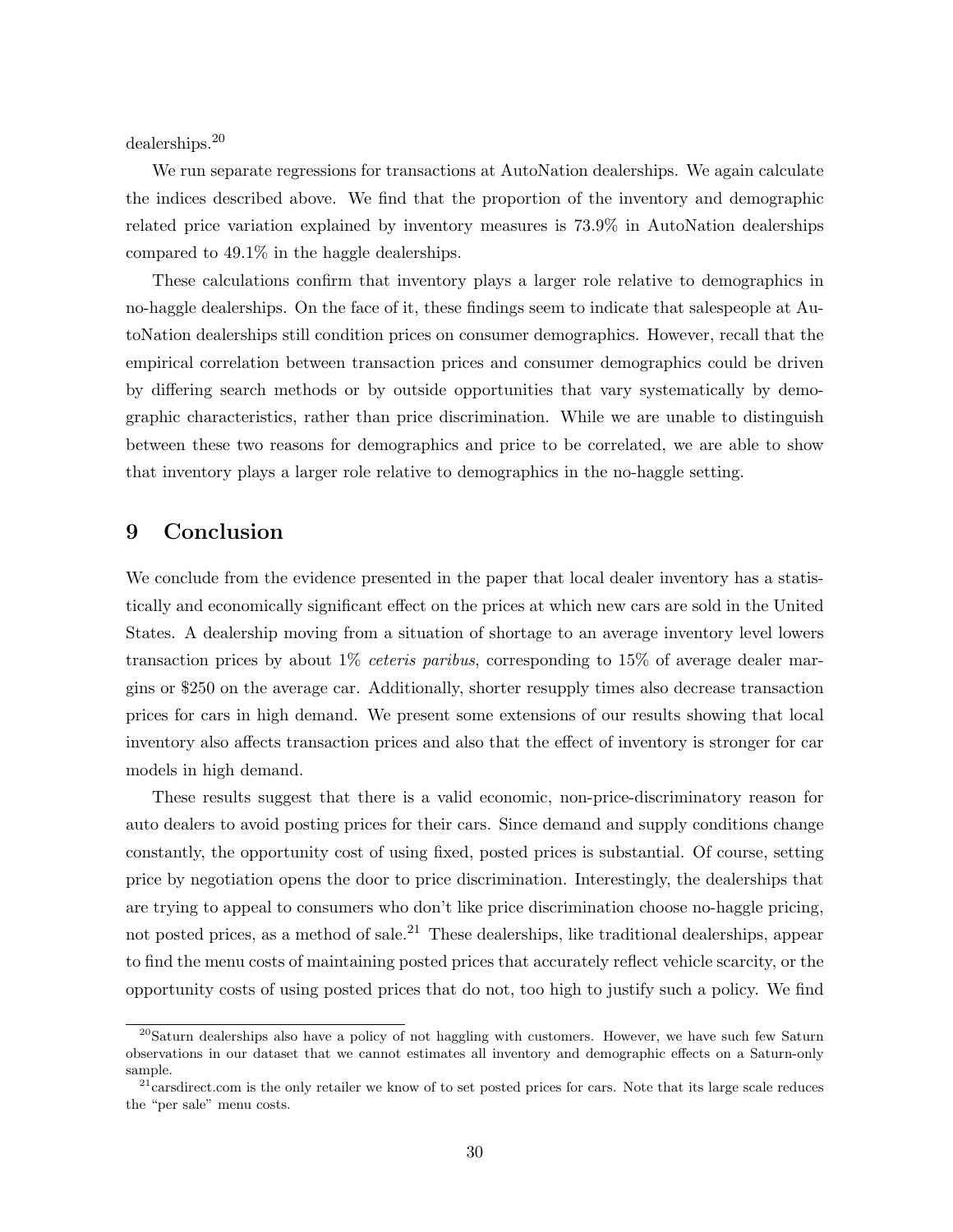dealerships.[20]

We run separate regressions for transactions at AutoNation dealerships. We again calculate the indices described above. We find that the proportion of the inventory and demographic related price variation explained by inventory measures is 73.9% in AutoNation dealerships compared to 49.1% in the haggle dealerships.

These calculations confirm that inventory plays a larger role relative to demographics in no-haggle dealerships. On the face of it, these findings seem to indicate that salespeople at AutoNation dealerships still condition prices on consumer demographics. However, recall that the empirical correlation between transaction prices and consumer demographics could be driven by differing search methods or by outside opportunities that vary systematically by demographic characteristics, rather than price discrimination. While we are unable to distinguish between these two reasons for demographics and price to be correlated, we are able to show that inventory plays a larger role relative to demographics in the no-haggle setting.

## 9 Conclusion

We conclude from the evidence presented in the paper that local dealer inventory has a statistically and economically significant effect on the prices at which new cars are sold in the United States. A dealership moving from a situation of shortage to an average inventory level lowers transaction prices by about 1% *ceteris paribus*, corresponding to 15% of average dealer margins or $250 on the average car. Additionally, shorter resupply times also decrease transaction prices for cars in high demand. We present some extensions of our results showing that local inventory also affects transaction prices and also that the effect of inventory is stronger for car models in high demand.

These results suggest that there is a valid economic, non-price-discriminatory reason for auto dealers to avoid posting prices for their cars. Since demand and supply conditions change constantly, the opportunity cost of using fixed, posted prices is substantial. Of course, setting price by negotiation opens the door to price discrimination. Interestingly, the dealerships that are trying to appeal to consumers who don't like price discrimination choose no-haggle pricing, not posted prices, as a method of sale.[21] These dealerships, like traditional dealerships, appear to find the menu costs of maintaining posted prices that accurately reflect vehicle scarcity, or the opportunity costs of using posted prices that do not, too high to justify such a policy. We find

[20] Saturn dealerships also have a policy of not haggling with customers. However, we have such few Saturn observations in our dataset that we cannot estimates all inventory and demographic effects on a Saturn-only sample.

[21] carsdirect.com is the only retailer we know of to set posted prices for cars. Note that its large scale reduces the "per sale" menu costs.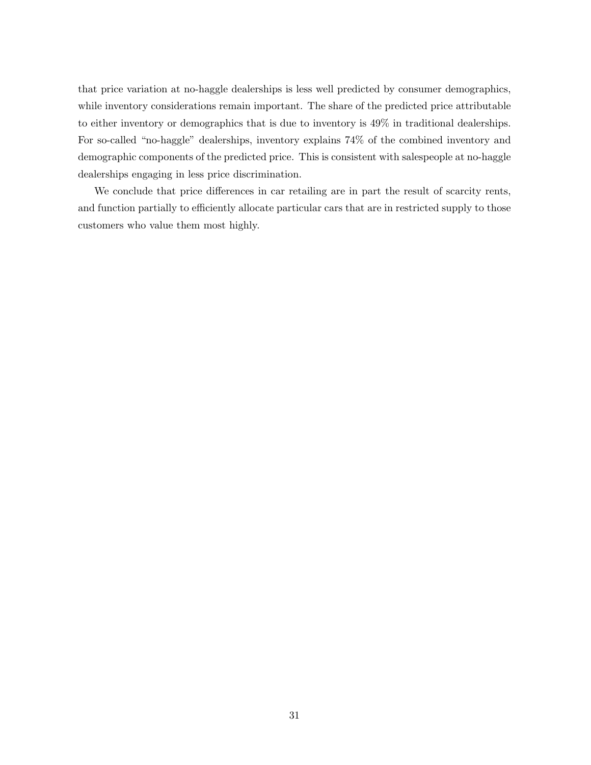that price variation at no-haggle dealerships is less well predicted by consumer demographics, while inventory considerations remain important. The share of the predicted price attributable to either inventory or demographics that is due to inventory is 49% in traditional dealerships. For so-called "no-haggle" dealerships, inventory explains 74% of the combined inventory and demographic components of the predicted price. This is consistent with salespeople at no-haggle dealerships engaging in less price discrimination.

We conclude that price differences in car retailing are in part the result of scarcity rents, and function partially to efficiently allocate particular cars that are in restricted supply to those customers who value them most highly.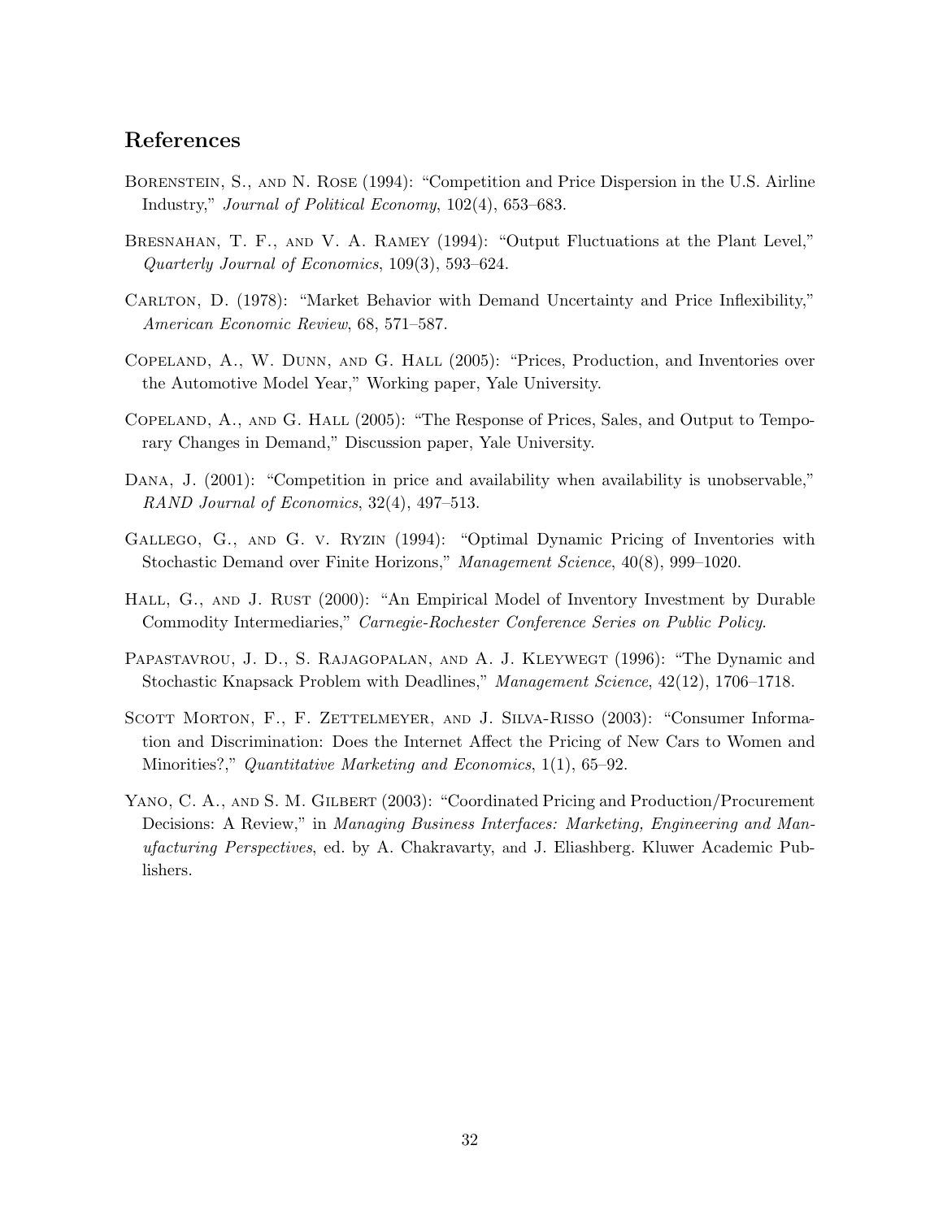## References

Borenstein, S., and N. Rose (1994): "Competition and Price Dispersion in the U.S. Airline Industry," *Journal of Political Economy*, 102(4), 653–683.

Bresnahan, T. F., and V. A. Ramey (1994): "Output Fluctuations at the Plant Level," *Quarterly Journal of Economics*, 109(3), 593–624.

Carlton, D. (1978): "Market Behavior with Demand Uncertainty and Price Inflexibility," *American Economic Review*, 68, 571–587.

Copeland, A., W. Dunn, and G. Hall (2005): "Prices, Production, and Inventories over the Automotive Model Year," Working paper, Yale University.

Copeland, A., and G. Hall (2005): "The Response of Prices, Sales, and Output to Temporary Changes in Demand," Discussion paper, Yale University.

Dana, J. (2001): "Competition in price and availability when availability is unobservable," *RAND Journal of Economics*, 32(4), 497–513.

Gallego, G., and G. v. Ryzin (1994): "Optimal Dynamic Pricing of Inventories with Stochastic Demand over Finite Horizons," *Management Science*, 40(8), 999–1020.

Hall, G., and J. Rust (2000): "An Empirical Model of Inventory Investment by Durable Commodity Intermediaries," *Carnegie-Rochester Conference Series on Public Policy*.

Papastavrou, J. D., S. Rajagopalan, and A. J. Kleywegt (1996): "The Dynamic and Stochastic Knapsack Problem with Deadlines," *Management Science*, 42(12), 1706–1718.

Scott Morton, F., F. Zettelmeyer, and J. Silva-Risso (2003): "Consumer Information and Discrimination: Does the Internet Affect the Pricing of New Cars to Women and Minorities?," *Quantitative Marketing and Economics*, 1(1), 65–92.

Yano, C. A., and S. M. Gilbert (2003): "Coordinated Pricing and Production/Procurement Decisions: A Review," in *Managing Business Interfaces: Marketing, Engineering and Manufacturing Perspectives*, ed. by A. Chakravarty, and J. Eliashberg. Kluwer Academic Publishers.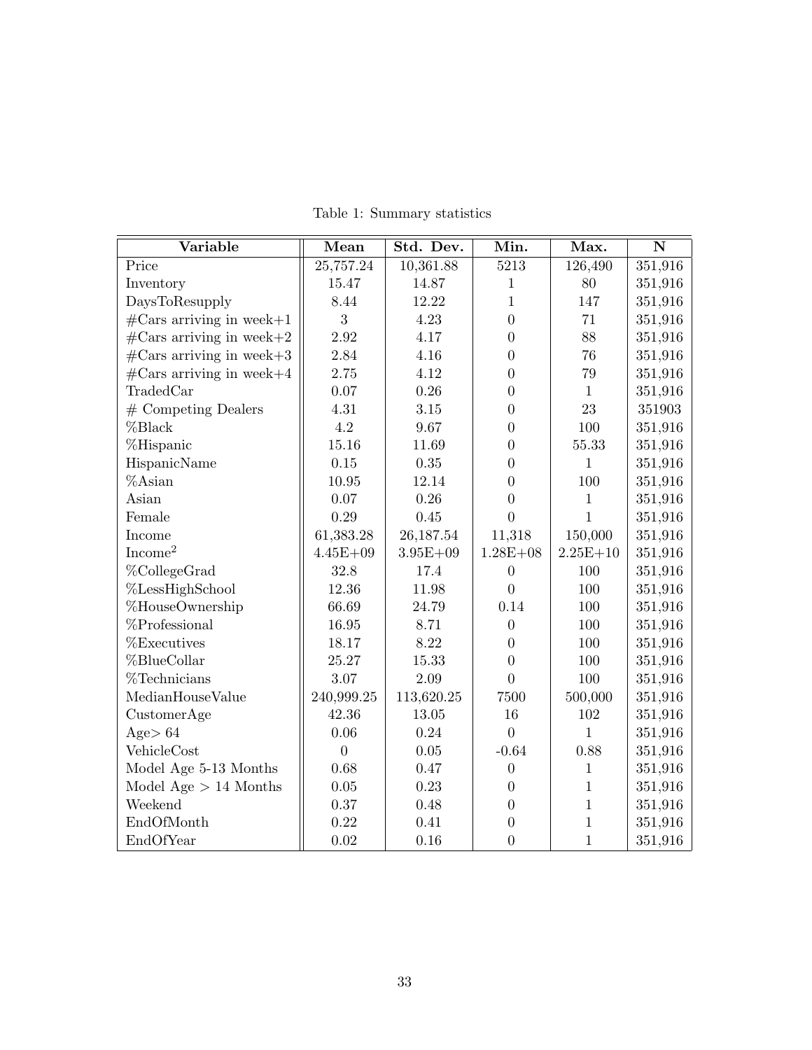Table 1: Summary statistics

| Variable | Mean | Std. Dev. | Min. | Max. | N |
|---|---|---|---|---|---|
| Price | 25,757.24 | 10,361.88 | 5213 | 126,490 | 351,916 |
| Inventory | 15.47 | 14.87 | 1 | 80 | 351,916 |
| DaysToResupply | 8.44 | 12.22 | 1 | 147 | 351,916 |
| #Cars arriving in week+1 | 3 | 4.23 | 0 | 71 | 351,916 |
| #Cars arriving in week+2 | 2.92 | 4.17 | 0 | 88 | 351,916 |
| #Cars arriving in week+3 | 2.84 | 4.16 | 0 | 76 | 351,916 |
| #Cars arriving in week+4 | 2.75 | 4.12 | 0 | 79 | 351,916 |
| TradedCar | 0.07 | 0.26 | 0 | 1 | 351,916 |
| # Competing Dealers | 4.31 | 3.15 | 0 | 23 | 351903 |
| %Black | 4.2 | 9.67 | 0 | 100 | 351,916 |
| %Hispanic | 15.16 | 11.69 | 0 | 55.33 | 351,916 |
| HispanicName | 0.15 | 0.35 | 0 | 1 | 351,916 |
| %Asian | 10.95 | 12.14 | 0 | 100 | 351,916 |
| Asian | 0.07 | 0.26 | 0 | 1 | 351,916 |
| Female | 0.29 | 0.45 | 0 | 1 | 351,916 |
| Income | 61,383.28 | 26,187.54 | 11,318 | 150,000 | 351,916 |
| $\text{Income}^2$ | 4.45E+09 | 3.95E+09 | 1.28E+08 | 2.25E+10 | 351,916 |
| %CollegeGrad | 32.8 | 17.4 | 0 | 100 | 351,916 |
| %LessHighSchool | 12.36 | 11.98 | 0 | 100 | 351,916 |
| %HouseOwnership | 66.69 | 24.79 | 0.14 | 100 | 351,916 |
| %Professional | 16.95 | 8.71 | 0 | 100 | 351,916 |
| %Executives | 18.17 | 8.22 | 0 | 100 | 351,916 |
| %BlueCollar | 25.27 | 15.33 | 0 | 100 | 351,916 |
| %Technicians | 3.07 | 2.09 | 0 | 100 | 351,916 |
| MedianHouseValue | 240,999.25 | 113,620.25 | 7500 | 500,000 | 351,916 |
| CustomerAge | 42.36 | 13.05 | 16 | 102 | 351,916 |
| Age> 64 | 0.06 | 0.24 | 0 | 1 | 351,916 |
| VehicleCost | 0 | 0.05 | -0.64 | 0.88 | 351,916 |
| Model Age 5-13 Months | 0.68 | 0.47 | 0 | 1 | 351,916 |
| Model Age > 14 Months | 0.05 | 0.23 | 0 | 1 | 351,916 |
| Weekend | 0.37 | 0.48 | 0 | 1 | 351,916 |
| EndOfMonth | 0.22 | 0.41 | 0 | 1 | 351,916 |
| EndOfYear | 0.02 | 0.16 | 0 | 1 | 351,916 |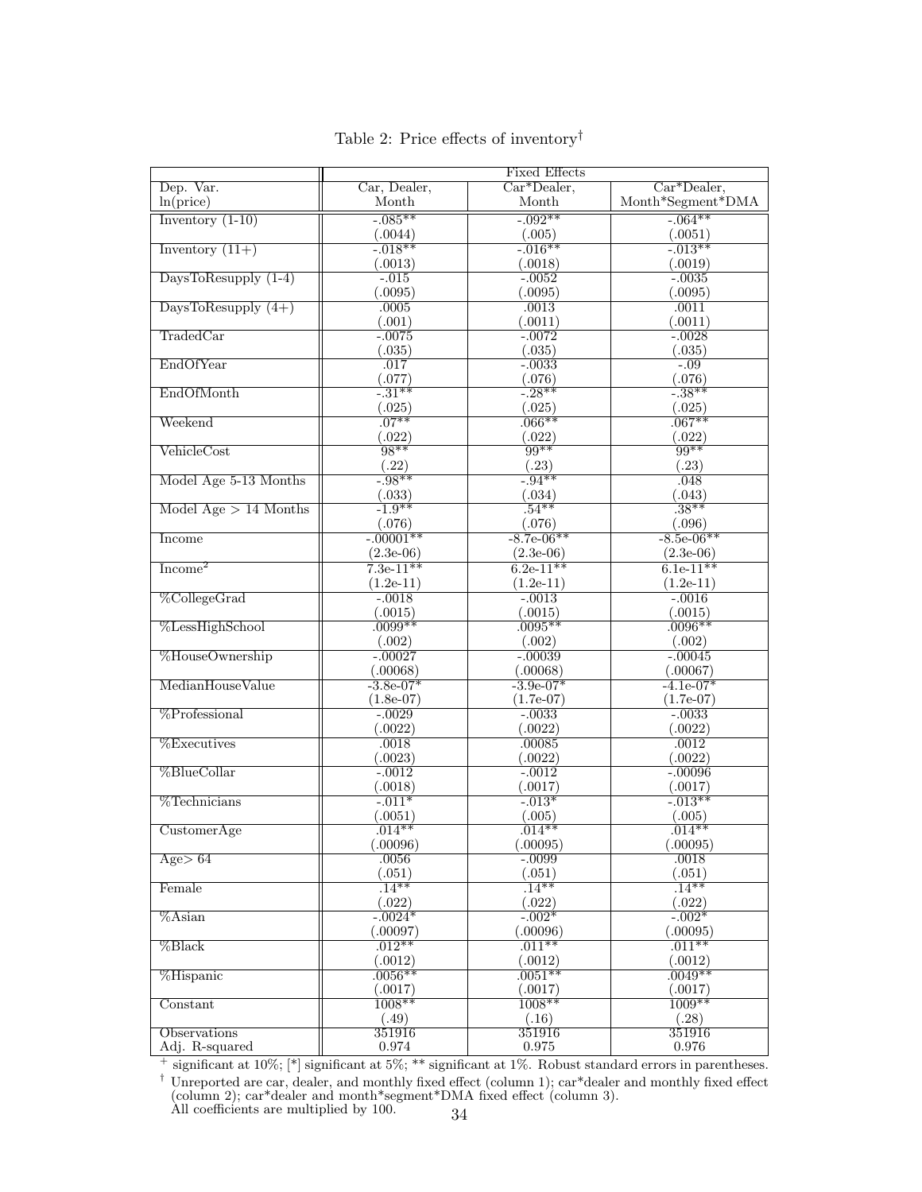Table 2: Price effects of inventory†

| | Fixed Effects | | |
|---|---|---|---|
| Dep. Var. ln(price) | Car, Dealer, Month | Car*Dealer, Month | Car*Dealer, Month*Segment*DMA |
| Inventory (1-10) | -.085** | -.092** | -.064** |
| | (.0044) | (.005) | (.0051) |
| Inventory (11+) | -.018** | -.016** | -.013** |
| | (.0013) | (.0018) | (.0019) |
| DaysToResupply (1-4) | -.015 | -.0052 | -.0035 |
| | (.0095) | (.0095) | (.0095) |
| DaysToResupply (4+) | .0005 | .0013 | .0011 |
| | (.001) | (.0011) | (.0011) |
| TradedCar | -.0075 | -.0072 | -.0028 |
| | (.035) | (.035) | (.035) |
| EndOfYear | .017 | -.0033 | -.09 |
| | (.077) | (.076) | (.076) |
| EndOfMonth | -.31** | -.28** | -.38** |
| | (.025) | (.025) | (.025) |
| Weekend | .07** | .066** | .067** |
| | (.022) | (.022) | (.022) |
| VehicleCost | 98** | 99** | 99** |
| | (.22) | (.23) | (.23) |
| Model Age 5-13 Months | -.98** | -.94** | .048 |
| | (.033) | (.034) | (.043) |
| Model Age > 14 Months | -1.9** | .54** | .38** |
| | (.076) | (.076) | (.096) |
| Income | -.00001** | -8.7e-06** | -8.5e-06** |
| | (2.3e-06) | (2.3e-06) | (2.3e-06) |
| Income$^2$ | 7.3e-11** | 6.2e-11** | 6.1e-11** |
| | (1.2e-11) | (1.2e-11) | (1.2e-11) |
| %CollegeGrad | -.0018 | -.0013 | -.0016 |
| | (.0015) | (.0015) | (.0015) |
| %LessHighSchool | .0099** | .0095** | .0096** |
| | (.002) | (.002) | (.002) |
| %HouseOwnership | -.00027 | -.00039 | -.00045 |
| | (.00068) | (.00068) | (.00067) |
| MedianHouseValue | -3.8e-07* | -3.9e-07* | -4.1e-07* |
| | (1.8e-07) | (1.7e-07) | (1.7e-07) |
| %Professional | -.0029 | -.0033 | -.0033 |
| | (.0022) | (.0022) | (.0022) |
| %Executives | .0018 | .00085 | .0012 |
| | (.0023) | (.0022) | (.0022) |
| %BlueCollar | -.0012 | -.0012 | -.00096 |
| | (.0018) | (.0017) | (.0017) |
| %Technicians | -.011* | -.013* | -.013** |
| | (.0051) | (.005) | (.005) |
| CustomerAge | .014** | .014** | .014** |
| | (.00096) | (.00095) | (.00095) |
| Age> 64 | .0056 | -.0099 | .0018 |
| | (.051) | (.051) | (.051) |
| Female | .14** | .14** | .14** |
| | (.022) | (.022) | (.022) |
| %Asian | -.0024* | -.002* | -.002* |
| | (.00097) | (.00096) | (.00095) |
| %Black | .012** | .011** | .011** |
| | (.0012) | (.0012) | (.0012) |
| %Hispanic | .0056** | .0051** | .0049** |
| | (.0017) | (.0017) | (.0017) |
| Constant | 1008** | 1008** | 1009** |
| | (.49) | (.16) | (.28) |
| Observations | 351916 | 351916 | 351916 |
| Adj. R-squared | 0.974 | 0.975 | 0.976 |

+ significant at 10%; [*] significant at 5%; ** significant at 1%. Robust standard errors in parentheses.

† Unreported are car, dealer, and monthly fixed effect (column 1); car*dealer and monthly fixed effect (column 2); car*dealer and month*segment*DMA fixed effect (column 3).
All coefficients are multiplied by 100.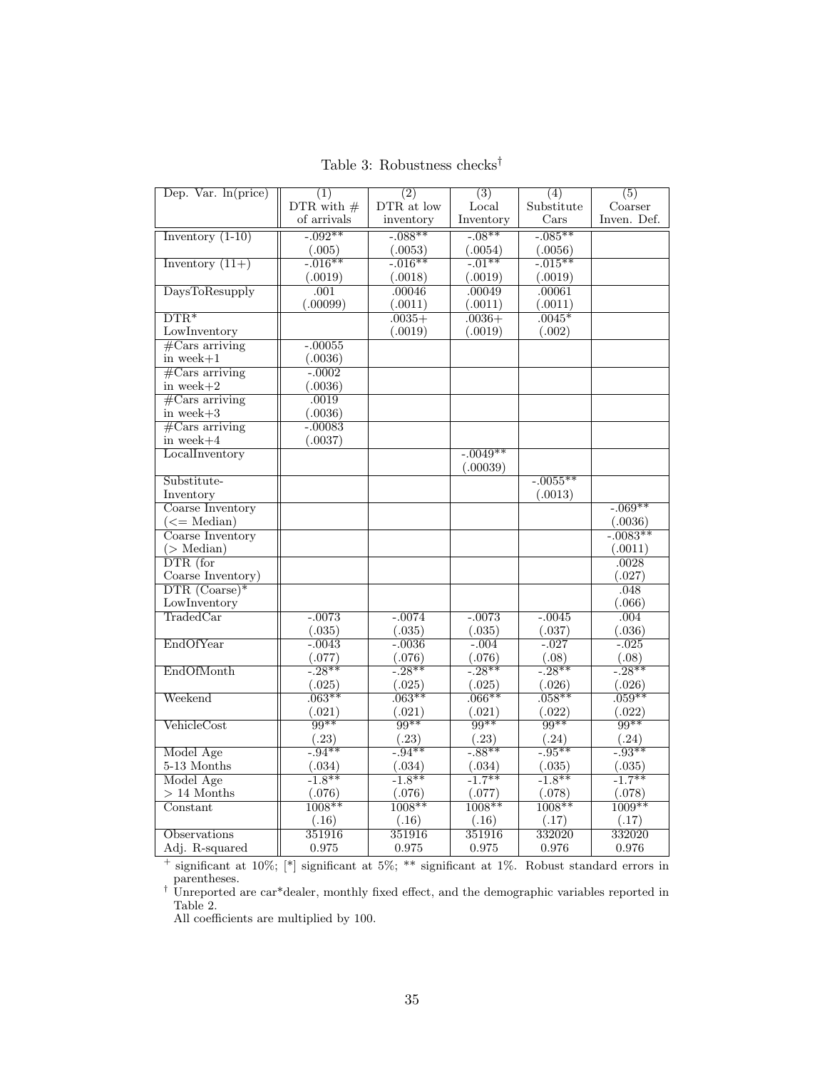Table 3: Robustness checks†

| Dep. Var. ln(price) | (1) DTR with # of arrivals | (2) DTR at low inventory | (3) Local Inventory | (4) Substitute Cars | (5) Coarser Inven. Def. |
|---|---|---|---|---|---|
| Inventory (1-10) | -.092** | -.088** | -.08** | -.085** | |
| | (.005) | (.0053) | (.0054) | (.0056) | |
| Inventory (11+) | -.016** | -.016** | -.01** | -.015** | |
| | (.0019) | (.0018) | (.0019) | (.0019) | |
| DaysToResupply | .001 | .00046 | .00049 | .00061 | |
| | (.00099) | (.0011) | (.0011) | (.0011) | |
| DTR* LowInventory | | .0035+ | .0036+ | .0045* | |
| | | (.0019) | (.0019) | (.002) | |
| #Cars arriving in week+1 | -.00055 | | | | |
| | (.0036) | | | | |
| #Cars arriving in week+2 | -.0002 | | | | |
| | (.0036) | | | | |
| #Cars arriving in week+3 | .0019 | | | | |
| | (.0036) | | | | |
| #Cars arriving in week+4 | -.00083 | | | | |
| | (.0037) | | | | |
| LocalInventory | | | -.0049** | | |
| | | | (.00039) | | |
| Substitute-Inventory | | | | -.0055** | |
| | | | | (.0013) | |
| Coarse Inventory (<= Median) | | | | | -.069** |
| | | | | | (.0036) |
| Coarse Inventory (> Median) | | | | | -.0083** |
| | | | | | (.0011) |
| DTR (for Coarse Inventory) | | | | | .0028 |
| | | | | | (.027) |
| DTR (Coarse)* LowInventory | | | | | .048 |
| | | | | | (.066) |
| TradedCar | -.0073 | -.0074 | -.0073 | -.0045 | .004 |
| | (.035) | (.035) | (.035) | (.037) | (.036) |
| EndOfYear | -.0043 | -.0036 | -.004 | -.027 | -.025 |
| | (.077) | (.076) | (.076) | (.08) | (.08) |
| EndOfMonth | -.28** | -.28** | -.28** | -.28** | -.28** |
| | (.025) | (.025) | (.025) | (.026) | (.026) |
| Weekend | .063** | .063** | .066** | .058** | .059** |
| | (.021) | (.021) | (.021) | (.022) | (.022) |
| VehicleCost | 99** | 99** | 99** | 99** | 99** |
| | (.23) | (.23) | (.23) | (.24) | (.24) |
| Model Age 5-13 Months | -.94** | -.94** | -.88** | -.95** | -.93** |
| | (.034) | (.034) | (.034) | (.035) | (.035) |
| Model Age > 14 Months | -1.8** | -1.8** | -1.7** | -1.8** | -1.7** |
| | (.076) | (.076) | (.077) | (.078) | (.078) |
| Constant | 1008** | 1008** | 1008** | 1008** | 1009** |
| | (.16) | (.16) | (.16) | (.17) | (.17) |
| Observations | 351916 | 351916 | 351916 | 332020 | 332020 |
| Adj. R-squared | 0.975 | 0.975 | 0.975 | 0.976 | 0.976 |

+ significant at 10%; [*] significant at 5%; ** significant at 1%. Robust standard errors in parentheses.

† Unreported are car*dealer, monthly fixed effect, and the demographic variables reported in Table 2.

All coefficients are multiplied by 100.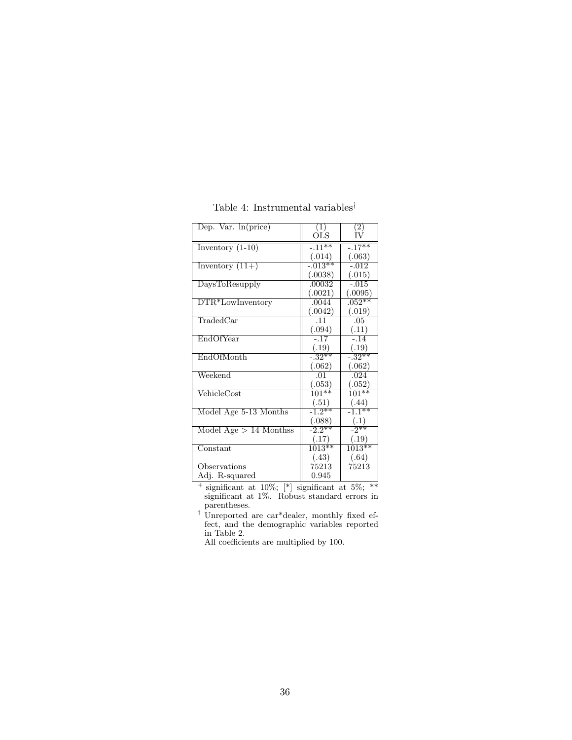Table 4: Instrumental variables[†]

| Dep. Var. ln(price) | (1) OLS | (2) IV |
|---|---|---|
| Inventory (1-10) | -.11** | -.17** |
| | (.014) | (.063) |
| Inventory (11+) | -.013** | -.012 |
| | (.0038) | (.015) |
| DaysToResupply | .00032 | -.015 |
| | (.0021) | (.0095) |
| DTR*LowInventory | .0044 | .052** |
| | (.0042) | (.019) |
| TradedCar | .11 | .05 |
| | (.094) | (.11) |
| EndOfYear | -.17 | -.14 |
| | (.19) | (.19) |
| EndOfMonth | -.32** | -.32** |
| | (.062) | (.062) |
| Weekend | .01 | .024 |
| | (.053) | (.052) |
| VehicleCost | 101** | 101** |
| | (.51) | (.44) |
| Model Age 5-13 Months | -1.2** | -1.1** |
| | (.088) | (.1) |
| Model Age > 14 Monthss | -2.2** | -2** |
| | (.17) | (.19) |
| Constant | 1013** | 1013** |
| | (.43) | (.64) |
| Observations | 75213 | 75213 |
| Adj. R-squared | 0.945 | |

[+] significant at 10%; [*] significant at 5%; ** significant at 1%. Robust standard errors in parentheses.

[†] Unreported are car*dealer, monthly fixed effect, and the demographic variables reported in Table 2.

All coefficients are multiplied by 100.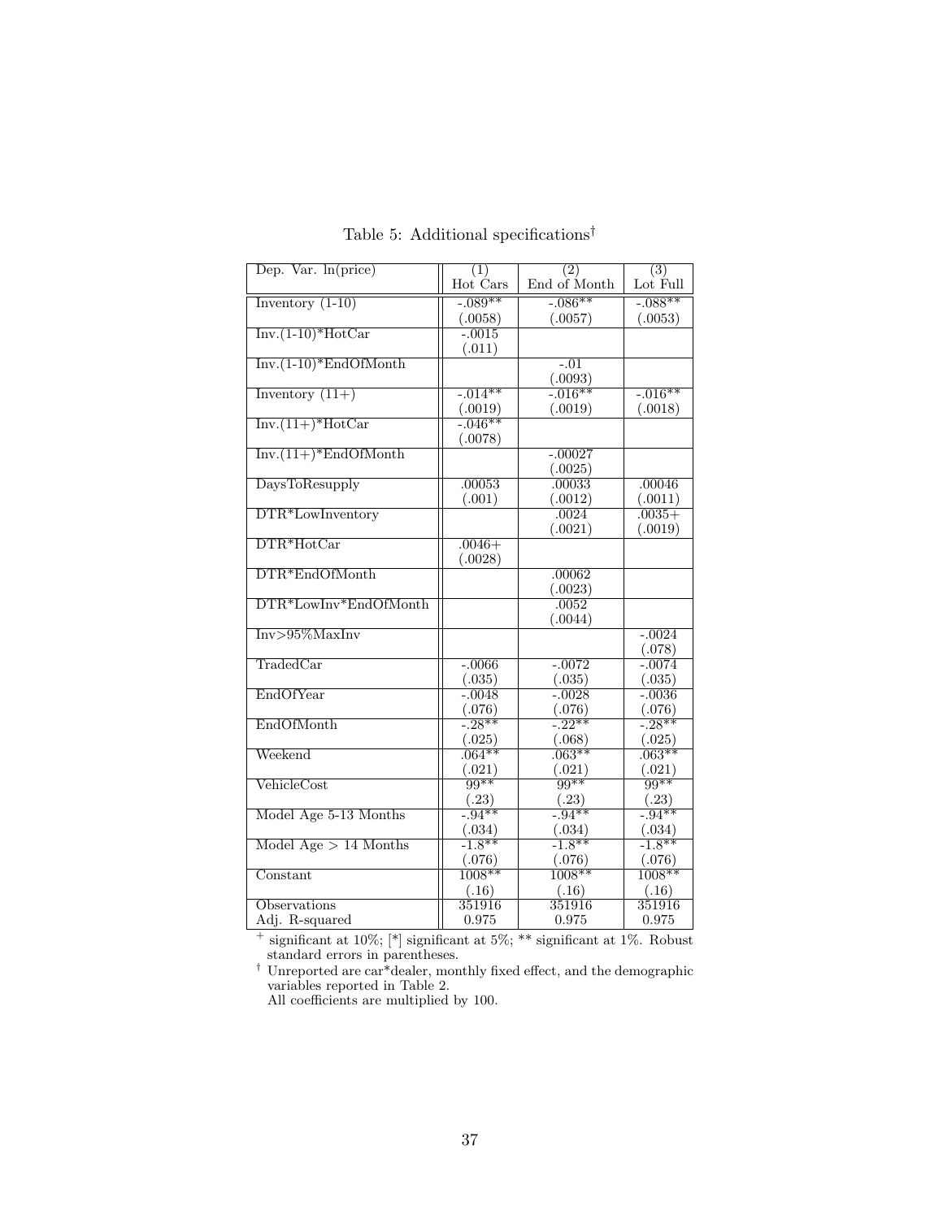Table 5: Additional specifications[†]

| Dep. Var. ln(price) | (1) Hot Cars | (2) End of Month | (3) Lot Full |
|---|---|---|---|
| Inventory (1-10) | -.089** | -.086** | -.088** |
| | (.0058) | (.0057) | (.0053) |
| Inv.(1-10)*HotCar | -.0015 | | |
| | (.011) | | |
| Inv.(1-10)*EndOfMonth | | -.01 | |
| | | (.0093) | |
| Inventory (11+) | -.014** | -.016** | -.016** |
| | (.0019) | (.0019) | (.0018) |
| Inv.(11+)*HotCar | -.046** | | |
| | (.0078) | | |
| Inv.(11+)*EndOfMonth | | -.00027 | |
| | | (.0025) | |
| DaysToResupply | .00053 | .00033 | .00046 |
| | (.001) | (.0012) | (.0011) |
| DTR*LowInventory | | .0024 | .0035+ |
| | | (.0021) | (.0019) |
| DTR*HotCar | .0046+ | | |
| | (.0028) | | |
| DTR*EndOfMonth | | .00062 | |
| | | (.0023) | |
| DTR*LowInv*EndOfMonth | | .0052 | |
| | | (.0044) | |
| Inv>95%MaxInv | | | -.0024 |
| | | | (.078) |
| TradedCar | -.0066 | -.0072 | -.0074 |
| | (.035) | (.035) | (.035) |
| EndOfYear | -.0048 | -.0028 | -.0036 |
| | (.076) | (.076) | (.076) |
| EndOfMonth | -.28** | -.22** | -.28** |
| | (.025) | (.068) | (.025) |
| Weekend | .064** | .063** | .063** |
| | (.021) | (.021) | (.021) |
| VehicleCost | 99** | 99** | 99** |
| | (.23) | (.23) | (.23) |
| Model Age 5-13 Months | -.94** | -.94** | -.94** |
| | (.034) | (.034) | (.034) |
| Model Age > 14 Months | -1.8** | -1.8** | -1.8** |
| | (.076) | (.076) | (.076) |
| Constant | 1008** | 1008** | 1008** |
| | (.16) | (.16) | (.16) |
| Observations | 351916 | 351916 | 351916 |
| Adj. R-squared | 0.975 | 0.975 | 0.975 |

+ significant at 10%; [*] significant at 5%; ** significant at 1%. Robust standard errors in parentheses.

† Unreported are car*dealer, monthly fixed effect, and the demographic variables reported in Table 2.
All coefficients are multiplied by 100.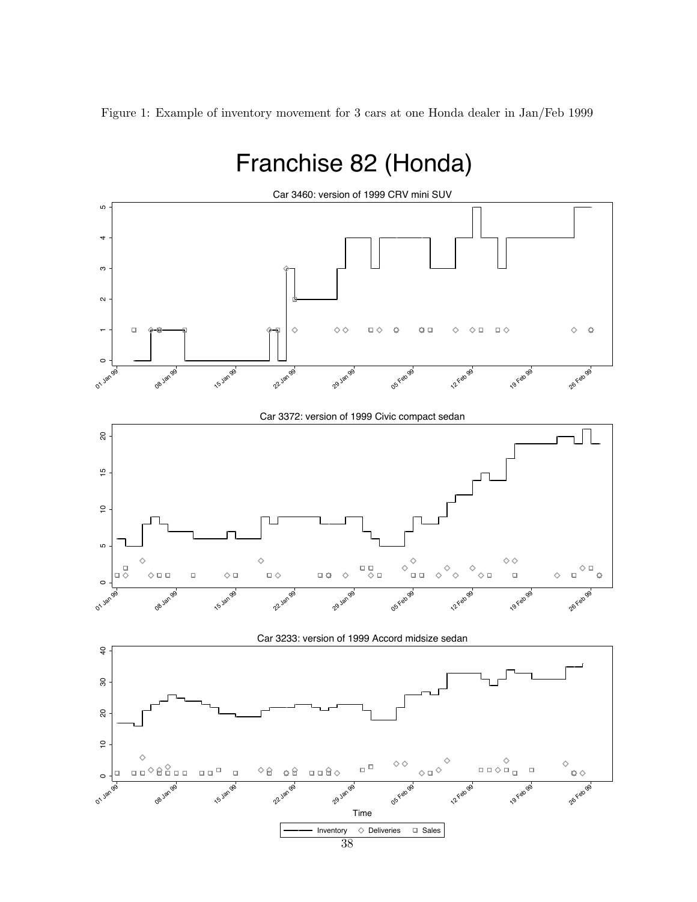Figure 1: Example of inventory movement for 3 cars at one Honda dealer in Jan/Feb 1999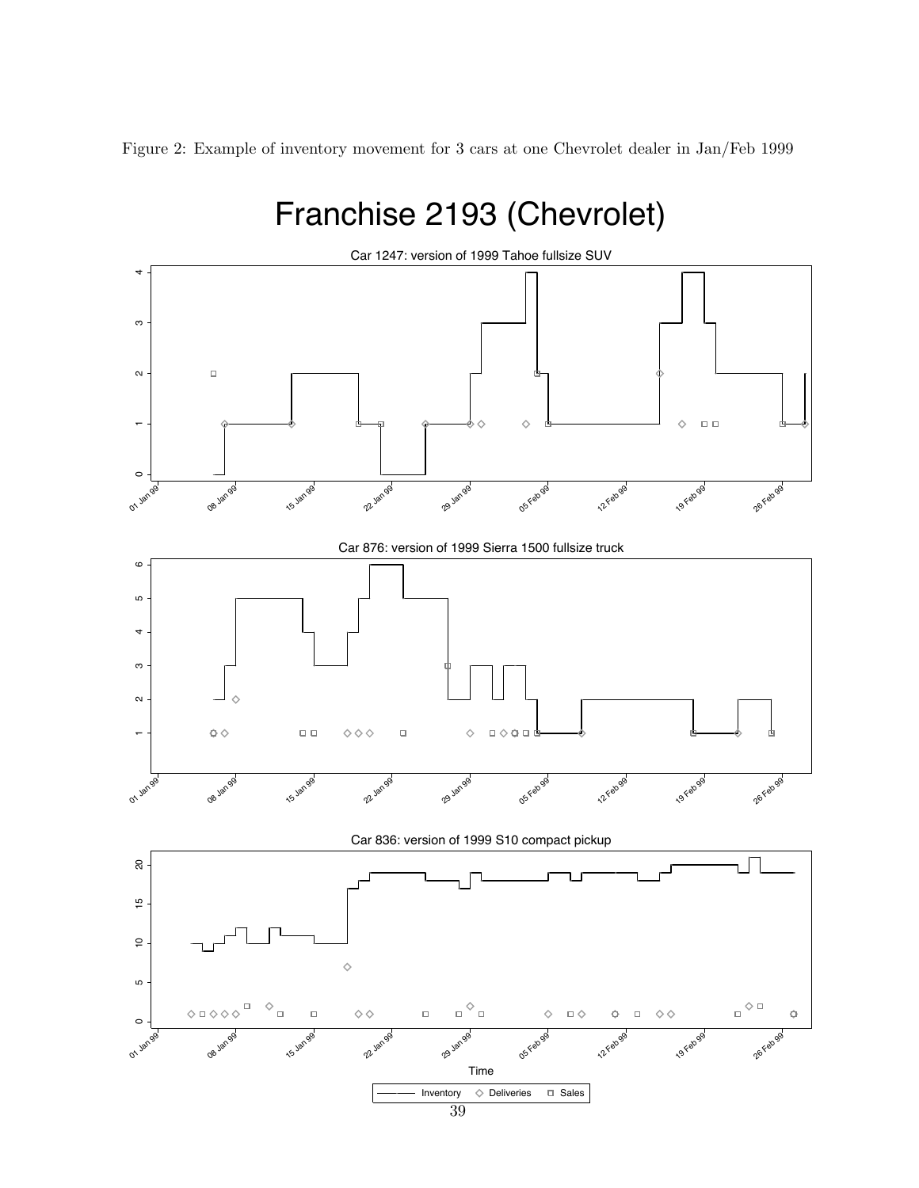Figure 2: Example of inventory movement for 3 cars at one Chevrolet dealer in Jan/Feb 1999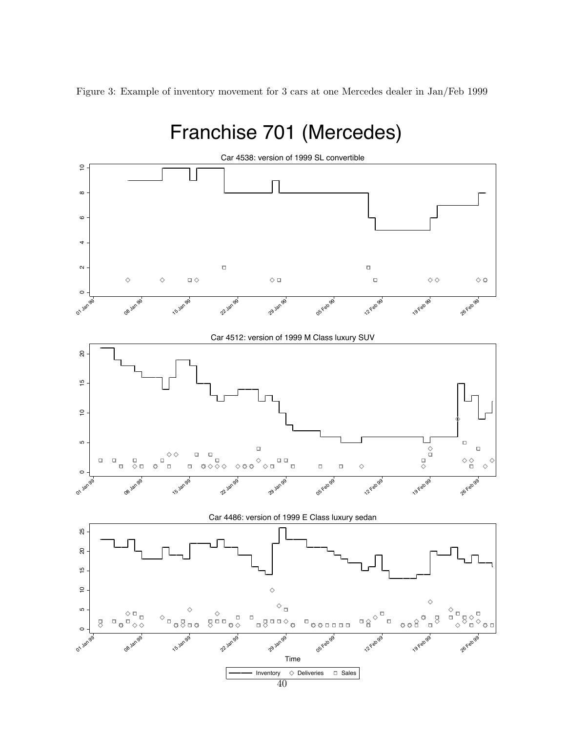Figure 3: Example of inventory movement for 3 cars at one Mercedes dealer in Jan/Feb 1999

# Franchise 701 (Mercedes)

Car 4538: version of 1999 SL convertible

Car 4512: version of 1999 M Class luxury SUV

Car 4486: version of 1999 E Class luxury sedan

Time

Inventory ◇ Deliveries □ Sales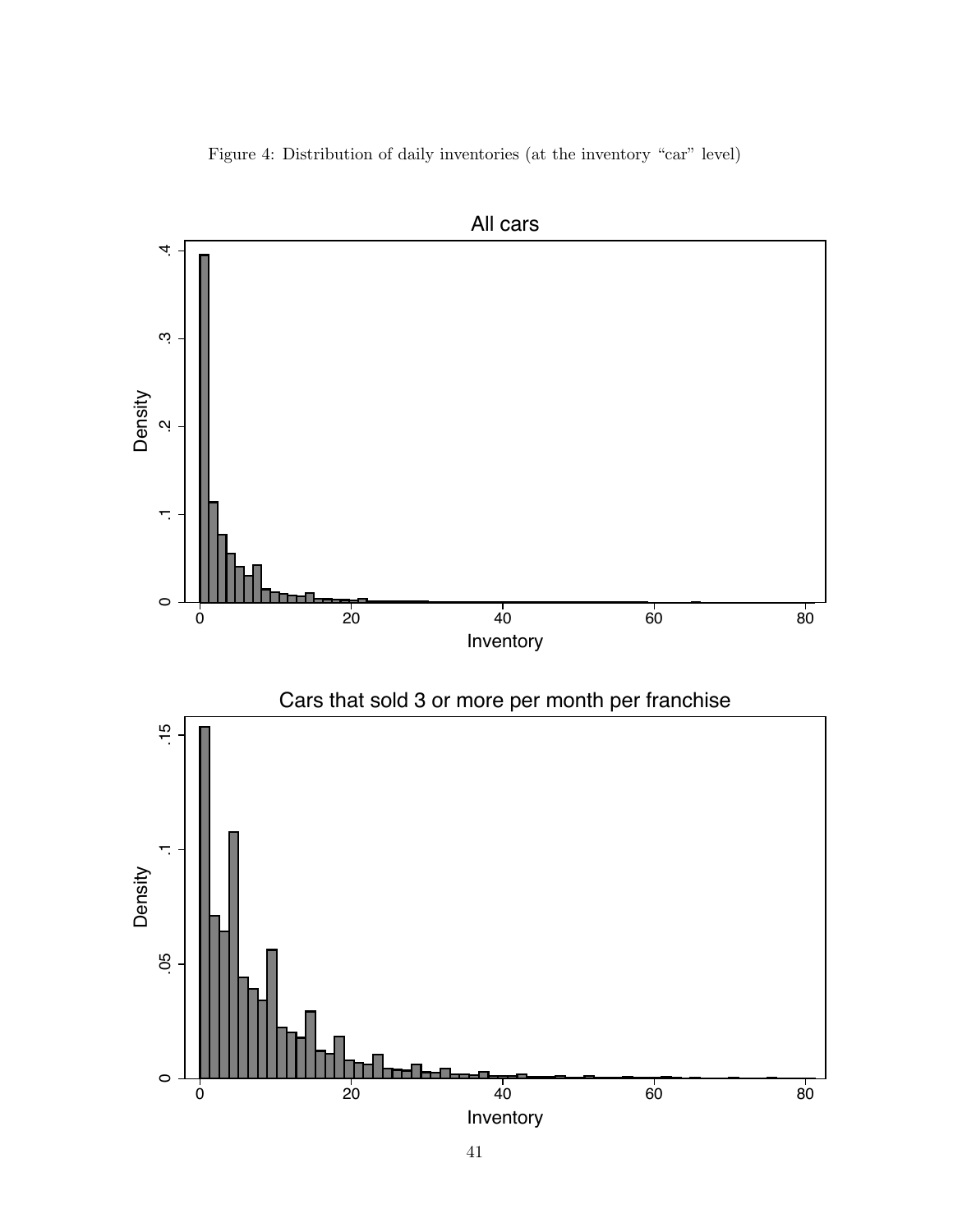Figure 4: Distribution of daily inventories (at the inventory "car" level)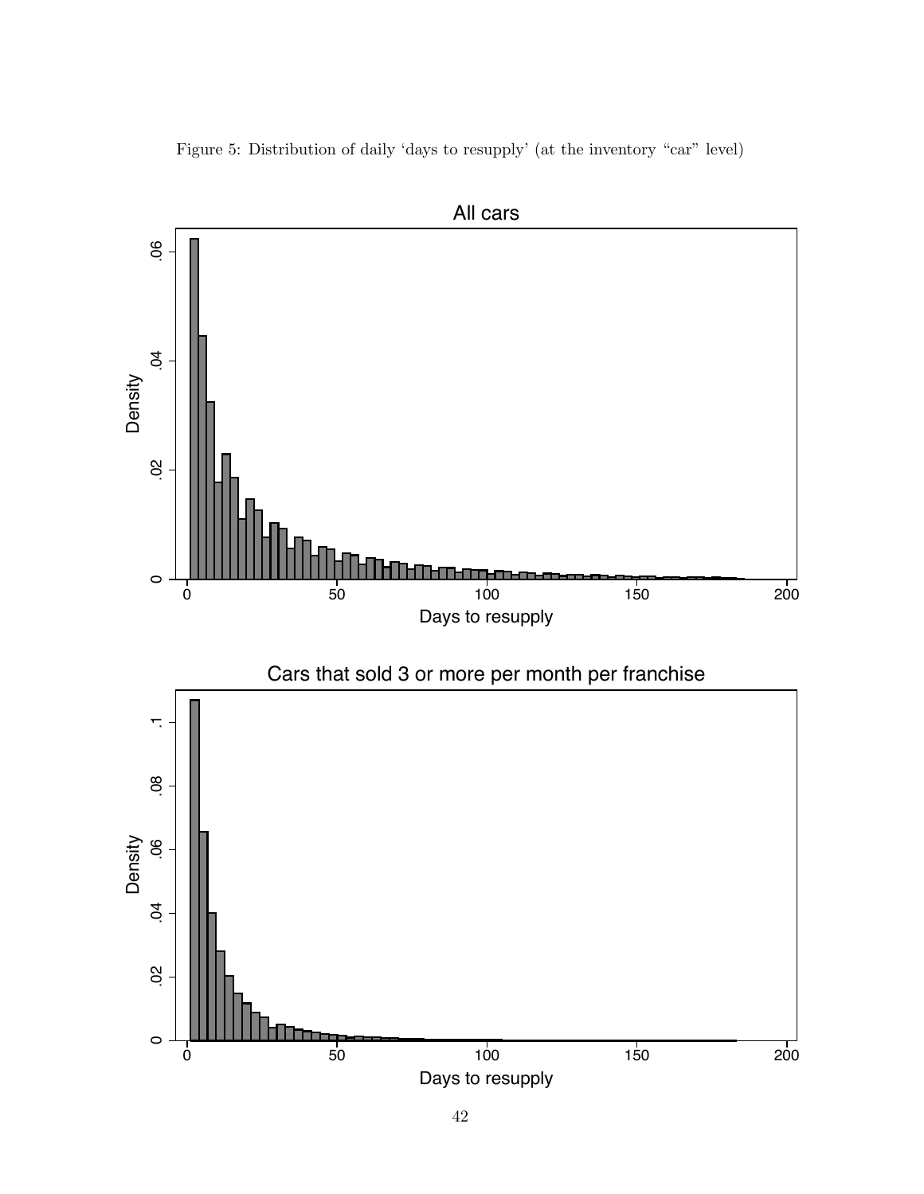Figure 5: Distribution of daily 'days to resupply' (at the inventory "car" level)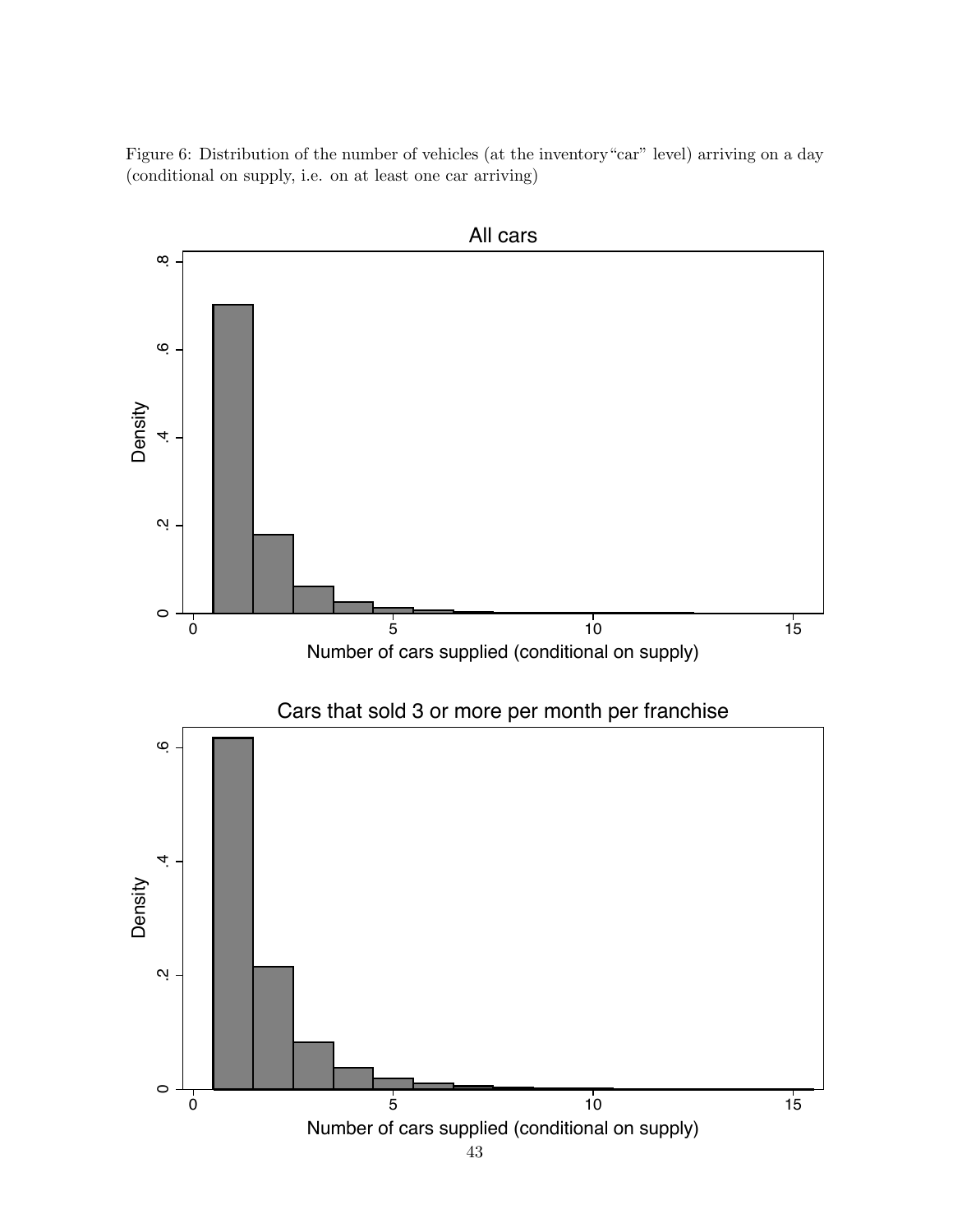Figure 6: Distribution of the number of vehicles (at the inventory "car" level) arriving on a day (conditional on supply, i.e. on at least one car arriving)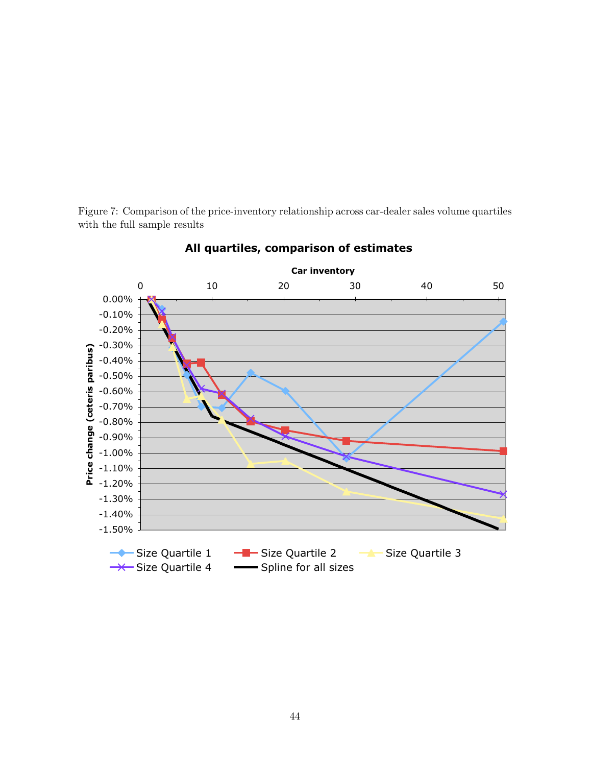Figure 7: Comparison of the price-inventory relationship across car-dealer sales volume quartiles with the full sample results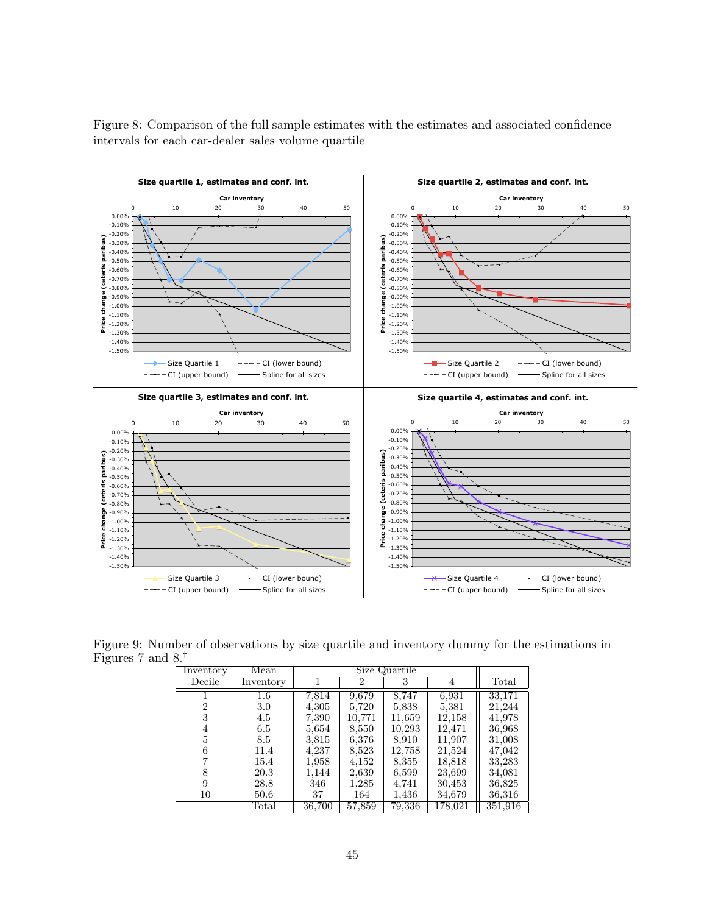Figure 8: Comparison of the full sample estimates with the estimates and associated confidence intervals for each car-dealer sales volume quartile

**Size quartile 1, estimates and conf. int.**

Car inventory

0 10 20 30 40 50

0.00% -0.10% -0.20% -0.30% -0.40% -0.50% -0.60% -0.70% -0.80% -0.90% -1.00% -1.10% -1.20% -1.30% -1.40% -1.50%

Price change (ceteris paribus)

Size Quartile 1 — CI (lower bound) — CI (upper bound) — Spline for all sizes

**Size quartile 2, estimates and conf. int.**

Car inventory

0 10 20 30 40 50

0.00% -0.10% -0.20% -0.30% -0.40% -0.50% -0.60% -0.70% -0.80% -0.90% -1.00% -1.10% -1.20% -1.30% -1.40% -1.50%

Price change (ceteris paribus)

Size Quartile 2 — CI (lower bound) — CI (upper bound) — Spline for all sizes

**Size quartile 3, estimates and conf. int.**

Car inventory

0 10 20 30 40 50

0.00% -0.10% -0.20% -0.30% -0.40% -0.50% -0.60% -0.70% -0.80% -0.90% -1.00% -1.10% -1.20% -1.30% -1.40% -1.50%

Price change (ceteris paribus)

Size Quartile 3 — CI (lower bound) — CI (upper bound) — Spline for all sizes

**Size quartile 4, estimates and conf. int.**

Car inventory

0 10 20 30 40 50

0.00% -0.10% -0.20% -0.30% -0.40% -0.50% -0.60% -0.70% -0.80% -0.90% -1.00% -1.10% -1.20% -1.30% -1.40% -1.50%

Price change (ceteris paribus)

Size Quartile 4 — CI (lower bound) — CI (upper bound) — Spline for all sizes

Figure 9: Number of observations by size quartile and inventory dummy for the estimations in Figures 7 and 8.†

| Inventory Decile | Mean Inventory | Size Quartile 1 | 2 | 3 | 4 | Total |
|---|---|---|---|---|---|---|
| 1 | 1.6 | 7,814 | 9,679 | 8,747 | 6,931 | 33,171 |
| 2 | 3.0 | 4,305 | 5,720 | 5,838 | 5,381 | 21,244 |
| 3 | 4.5 | 7,390 | 10,771 | 11,659 | 12,158 | 41,978 |
| 4 | 6.5 | 5,654 | 8,550 | 10,293 | 12,471 | 36,968 |
| 5 | 8.5 | 3,815 | 6,376 | 8,910 | 11,907 | 31,008 |
| 6 | 11.4 | 4,237 | 8,523 | 12,758 | 21,524 | 47,042 |
| 7 | 15.4 | 1,958 | 4,152 | 8,355 | 18,818 | 33,283 |
| 8 | 20.3 | 1,144 | 2,639 | 6,599 | 23,699 | 34,081 |
| 9 | 28.8 | 346 | 1,285 | 4,741 | 30,453 | 36,825 |
| 10 | 50.6 | 37 | 164 | 1,436 | 34,679 | 36,316 |
| | Total | 36,700 | 57,859 | 79,336 | 178,021 | 351,916 |